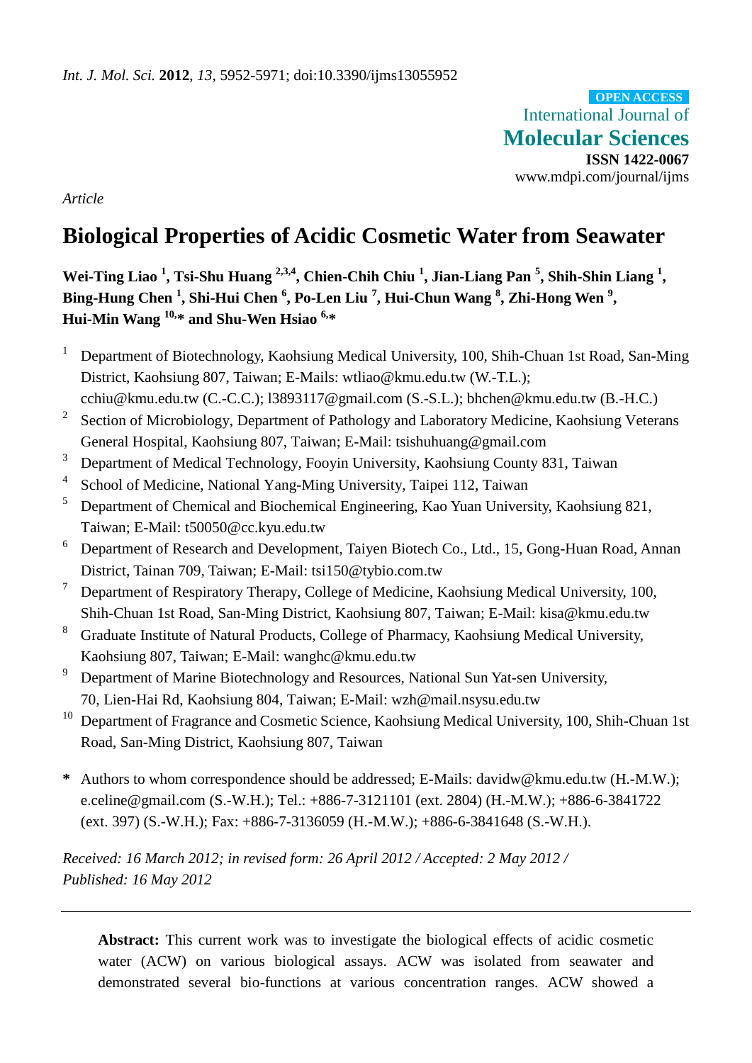*Int. J. Mol. Sci.* **2012**, *13*, 5952-5971; doi:10.3390/ijms13055952

OPEN ACCESS
International Journal of
**Molecular Sciences**
**ISSN 1422-0067**
www.mdpi.com/journal/ijms

*Article*

# Biological Properties of Acidic Cosmetic Water from Seawater

**Wei-Ting Liao [1], Tsi-Shu Huang [2,3,4], Chien-Chih Chiu [1], Jian-Liang Pan [5], Shih-Shin Liang [1], Bing-Hung Chen [1], Shi-Hui Chen [6], Po-Len Liu [7], Hui-Chun Wang [8], Zhi-Hong Wen [9], Hui-Min Wang [10],* and Shu-Wen Hsiao [6],***

1. Department of Biotechnology, Kaohsiung Medical University, 100, Shih-Chuan 1st Road, San-Ming District, Kaohsiung 807, Taiwan; E-Mails: wtliao@kmu.edu.tw (W.-T.L.); cchiu@kmu.edu.tw (C.-C.C.); l3893117@gmail.com (S.-S.L.); bhchen@kmu.edu.tw (B.-H.C.)
2. Section of Microbiology, Department of Pathology and Laboratory Medicine, Kaohsiung Veterans General Hospital, Kaohsiung 807, Taiwan; E-Mail: tsishuhuang@gmail.com
3. Department of Medical Technology, Fooyin University, Kaohsiung County 831, Taiwan
4. School of Medicine, National Yang-Ming University, Taipei 112, Taiwan
5. Department of Chemical and Biochemical Engineering, Kao Yuan University, Kaohsiung 821, Taiwan; E-Mail: t50050@cc.kyu.edu.tw
6. Department of Research and Development, Taiyen Biotech Co., Ltd., 15, Gong-Huan Road, Annan District, Tainan 709, Taiwan; E-Mail: tsi150@tybio.com.tw
7. Department of Respiratory Therapy, College of Medicine, Kaohsiung Medical University, 100, Shih-Chuan 1st Road, San-Ming District, Kaohsiung 807, Taiwan; E-Mail: kisa@kmu.edu.tw
8. Graduate Institute of Natural Products, College of Pharmacy, Kaohsiung Medical University, Kaohsiung 807, Taiwan; E-Mail: wanghc@kmu.edu.tw
9. Department of Marine Biotechnology and Resources, National Sun Yat-sen University, 70, Lien-Hai Rd, Kaohsiung 804, Taiwan; E-Mail: wzh@mail.nsysu.edu.tw
10. Department of Fragrance and Cosmetic Science, Kaohsiung Medical University, 100, Shih-Chuan 1st Road, San-Ming District, Kaohsiung 807, Taiwan

**\*** Authors to whom correspondence should be addressed; E-Mails: davidw@kmu.edu.tw (H.-M.W.); e.celine@gmail.com (S.-W.H.); Tel.: +886-7-3121101 (ext. 2804) (H.-M.W.); +886-6-3841722 (ext. 397) (S.-W.H.); Fax: +886-7-3136059 (H.-M.W.); +886-6-3841648 (S.-W.H.).

*Received: 16 March 2012; in revised form: 26 April 2012 / Accepted: 2 May 2012 / Published: 16 May 2012*

---

**Abstract:** This current work was to investigate the biological effects of acidic cosmetic water (ACW) on various biological assays. ACW was isolated from seawater and demonstrated several bio-functions at various concentration ranges. ACW showed a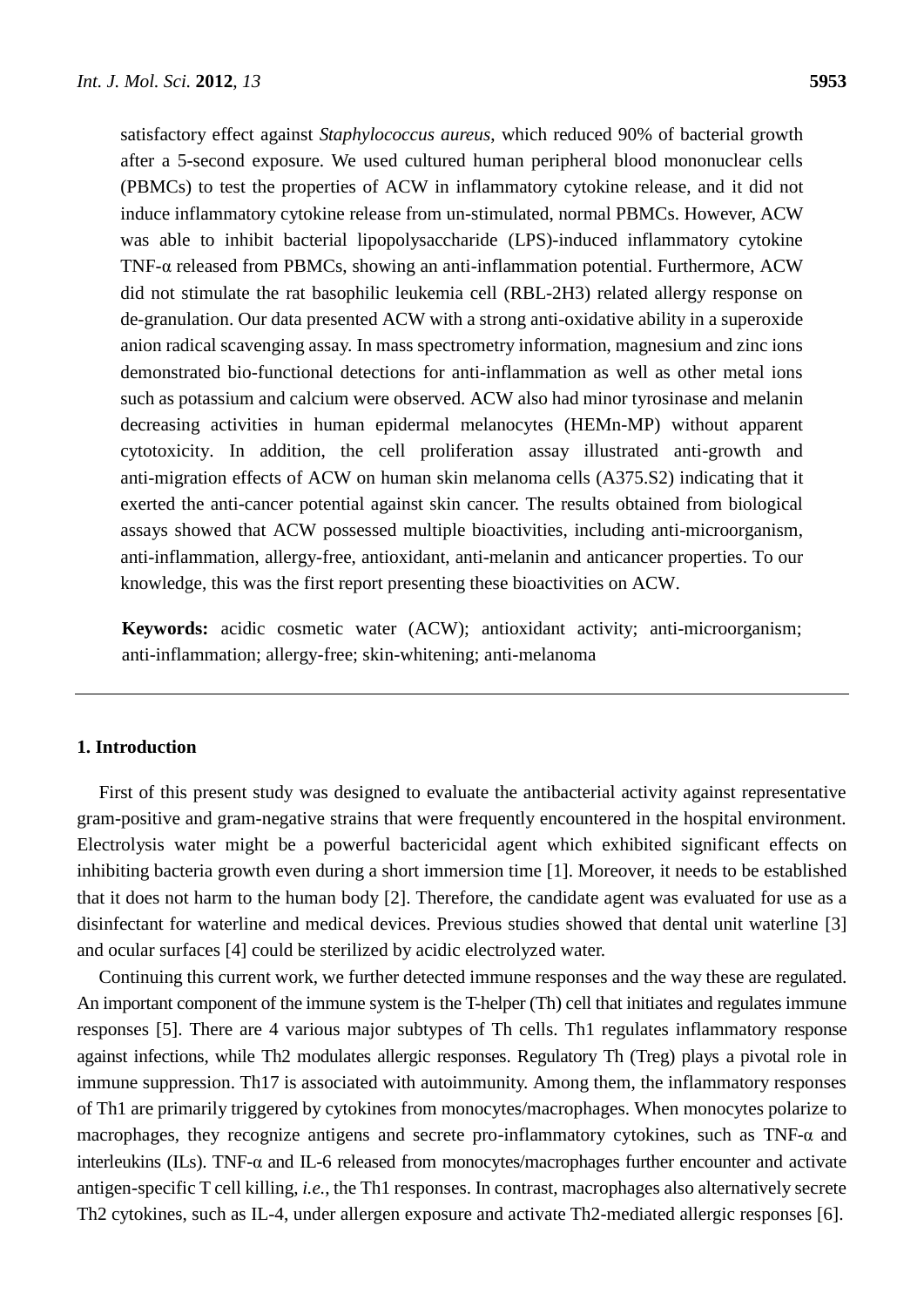satisfactory effect against *Staphylococcus aureus*, which reduced 90% of bacterial growth after a 5-second exposure. We used cultured human peripheral blood mononuclear cells (PBMCs) to test the properties of ACW in inflammatory cytokine release, and it did not induce inflammatory cytokine release from un-stimulated, normal PBMCs. However, ACW was able to inhibit bacterial lipopolysaccharide (LPS)-induced inflammatory cytokine TNF-α released from PBMCs, showing an anti-inflammation potential. Furthermore, ACW did not stimulate the rat basophilic leukemia cell (RBL-2H3) related allergy response on de-granulation. Our data presented ACW with a strong anti-oxidative ability in a superoxide anion radical scavenging assay. In mass spectrometry information, magnesium and zinc ions demonstrated bio-functional detections for anti-inflammation as well as other metal ions such as potassium and calcium were observed. ACW also had minor tyrosinase and melanin decreasing activities in human epidermal melanocytes (HEMn-MP) without apparent cytotoxicity. In addition, the cell proliferation assay illustrated anti-growth and anti-migration effects of ACW on human skin melanoma cells (A375.S2) indicating that it exerted the anti-cancer potential against skin cancer. The results obtained from biological assays showed that ACW possessed multiple bioactivities, including anti-microorganism, anti-inflammation, allergy-free, antioxidant, anti-melanin and anticancer properties. To our knowledge, this was the first report presenting these bioactivities on ACW.

**Keywords:** acidic cosmetic water (ACW); antioxidant activity; anti-microorganism; anti-inflammation; allergy-free; skin-whitening; anti-melanoma

## 1. Introduction

First of this present study was designed to evaluate the antibacterial activity against representative gram-positive and gram-negative strains that were frequently encountered in the hospital environment. Electrolysis water might be a powerful bactericidal agent which exhibited significant effects on inhibiting bacteria growth even during a short immersion time [1]. Moreover, it needs to be established that it does not harm to the human body [2]. Therefore, the candidate agent was evaluated for use as a disinfectant for waterline and medical devices. Previous studies showed that dental unit waterline [3] and ocular surfaces [4] could be sterilized by acidic electrolyzed water.

Continuing this current work, we further detected immune responses and the way these are regulated. An important component of the immune system is the T-helper (Th) cell that initiates and regulates immune responses [5]. There are 4 various major subtypes of Th cells. Th1 regulates inflammatory response against infections, while Th2 modulates allergic responses. Regulatory Th (Treg) plays a pivotal role in immune suppression. Th17 is associated with autoimmunity. Among them, the inflammatory responses of Th1 are primarily triggered by cytokines from monocytes/macrophages. When monocytes polarize to macrophages, they recognize antigens and secrete pro-inflammatory cytokines, such as TNF-α and interleukins (ILs). TNF-α and IL-6 released from monocytes/macrophages further encounter and activate antigen-specific T cell killing, *i.e.*, the Th1 responses. In contrast, macrophages also alternatively secrete Th2 cytokines, such as IL-4, under allergen exposure and activate Th2-mediated allergic responses [6].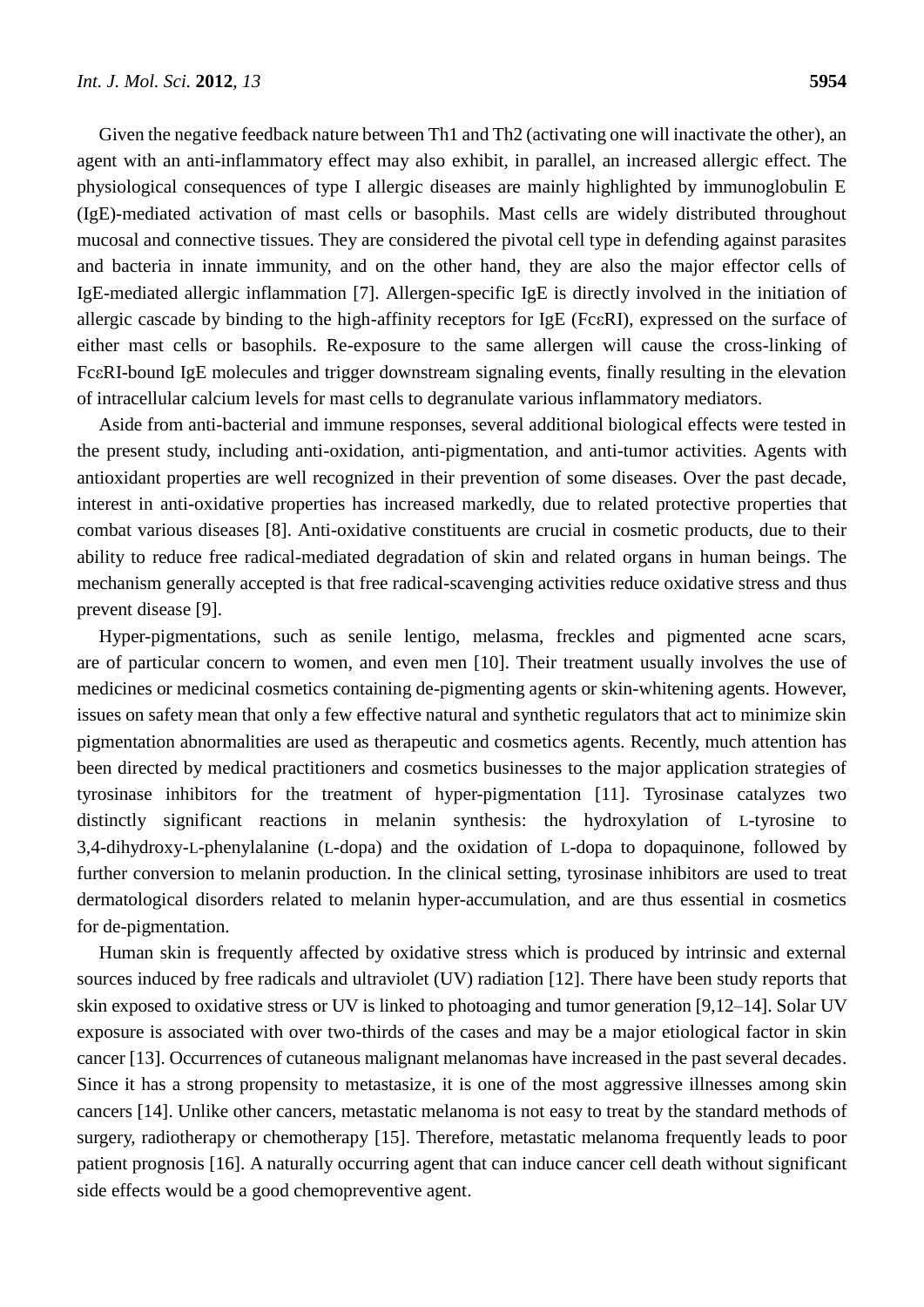Given the negative feedback nature between Th1 and Th2 (activating one will inactivate the other), an agent with an anti-inflammatory effect may also exhibit, in parallel, an increased allergic effect. The physiological consequences of type I allergic diseases are mainly highlighted by immunoglobulin E (IgE)-mediated activation of mast cells or basophils. Mast cells are widely distributed throughout mucosal and connective tissues. They are considered the pivotal cell type in defending against parasites and bacteria in innate immunity, and on the other hand, they are also the major effector cells of IgE-mediated allergic inflammation [7]. Allergen-specific IgE is directly involved in the initiation of allergic cascade by binding to the high-affinity receptors for IgE (FcεRI), expressed on the surface of either mast cells or basophils. Re-exposure to the same allergen will cause the cross-linking of FcεRI-bound IgE molecules and trigger downstream signaling events, finally resulting in the elevation of intracellular calcium levels for mast cells to degranulate various inflammatory mediators.

Aside from anti-bacterial and immune responses, several additional biological effects were tested in the present study, including anti-oxidation, anti-pigmentation, and anti-tumor activities. Agents with antioxidant properties are well recognized in their prevention of some diseases. Over the past decade, interest in anti-oxidative properties has increased markedly, due to related protective properties that combat various diseases [8]. Anti-oxidative constituents are crucial in cosmetic products, due to their ability to reduce free radical-mediated degradation of skin and related organs in human beings. The mechanism generally accepted is that free radical-scavenging activities reduce oxidative stress and thus prevent disease [9].

Hyper-pigmentations, such as senile lentigo, melasma, freckles and pigmented acne scars, are of particular concern to women, and even men [10]. Their treatment usually involves the use of medicines or medicinal cosmetics containing de-pigmenting agents or skin-whitening agents. However, issues on safety mean that only a few effective natural and synthetic regulators that act to minimize skin pigmentation abnormalities are used as therapeutic and cosmetics agents. Recently, much attention has been directed by medical practitioners and cosmetics businesses to the major application strategies of tyrosinase inhibitors for the treatment of hyper-pigmentation [11]. Tyrosinase catalyzes two distinctly significant reactions in melanin synthesis: the hydroxylation of L-tyrosine to 3,4-dihydroxy-L-phenylalanine (L-dopa) and the oxidation of L-dopa to dopaquinone, followed by further conversion to melanin production. In the clinical setting, tyrosinase inhibitors are used to treat dermatological disorders related to melanin hyper-accumulation, and are thus essential in cosmetics for de-pigmentation.

Human skin is frequently affected by oxidative stress which is produced by intrinsic and external sources induced by free radicals and ultraviolet (UV) radiation [12]. There have been study reports that skin exposed to oxidative stress or UV is linked to photoaging and tumor generation [9,12–14]. Solar UV exposure is associated with over two-thirds of the cases and may be a major etiological factor in skin cancer [13]. Occurrences of cutaneous malignant melanomas have increased in the past several decades. Since it has a strong propensity to metastasize, it is one of the most aggressive illnesses among skin cancers [14]. Unlike other cancers, metastatic melanoma is not easy to treat by the standard methods of surgery, radiotherapy or chemotherapy [15]. Therefore, metastatic melanoma frequently leads to poor patient prognosis [16]. A naturally occurring agent that can induce cancer cell death without significant side effects would be a good chemopreventive agent.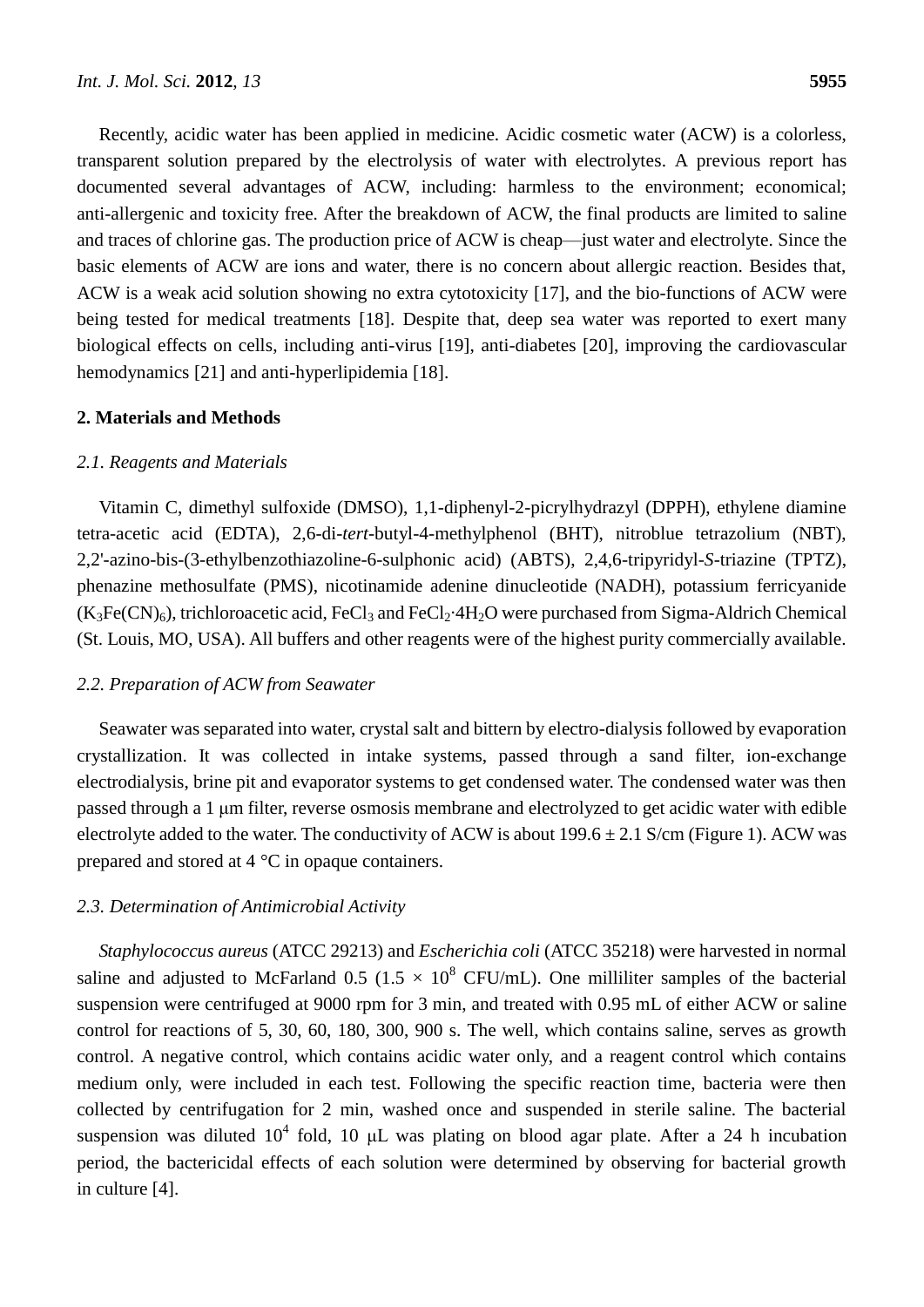Recently, acidic water has been applied in medicine. Acidic cosmetic water (ACW) is a colorless, transparent solution prepared by the electrolysis of water with electrolytes. A previous report has documented several advantages of ACW, including: harmless to the environment; economical; anti-allergenic and toxicity free. After the breakdown of ACW, the final products are limited to saline and traces of chlorine gas. The production price of ACW is cheap—just water and electrolyte. Since the basic elements of ACW are ions and water, there is no concern about allergic reaction. Besides that, ACW is a weak acid solution showing no extra cytotoxicity [17], and the bio-functions of ACW were being tested for medical treatments [18]. Despite that, deep sea water was reported to exert many biological effects on cells, including anti-virus [19], anti-diabetes [20], improving the cardiovascular hemodynamics [21] and anti-hyperlipidemia [18].

## 2. Materials and Methods

### *2.1. Reagents and Materials*

Vitamin C, dimethyl sulfoxide (DMSO), 1,1-diphenyl-2-picrylhydrazyl (DPPH), ethylene diamine tetra-acetic acid (EDTA), 2,6-di-*tert*-butyl-4-methylphenol (BHT), nitroblue tetrazolium (NBT), 2,2'-azino-bis-(3-ethylbenzothiazoline-6-sulphonic acid) (ABTS), 2,4,6-tripyridyl-*S*-triazine (TPTZ), phenazine methosulfate (PMS), nicotinamide adenine dinucleotide (NADH), potassium ferricyanide ($K_3Fe(CN)_6$), trichloroacetic acid, $FeCl_3$ and $FeCl_2 \cdot 4H_2O$ were purchased from Sigma-Aldrich Chemical (St. Louis, MO, USA). All buffers and other reagents were of the highest purity commercially available.

### *2.2. Preparation of ACW from Seawater*

Seawater was separated into water, crystal salt and bittern by electro-dialysis followed by evaporation crystallization. It was collected in intake systems, passed through a sand filter, ion-exchange electrodialysis, brine pit and evaporator systems to get condensed water. The condensed water was then passed through a 1 μm filter, reverse osmosis membrane and electrolyzed to get acidic water with edible electrolyte added to the water. The conductivity of ACW is about 199.6 ± 2.1 S/cm (Figure 1). ACW was prepared and stored at 4 °C in opaque containers.

### *2.3. Determination of Antimicrobial Activity*

*Staphylococcus aureus* (ATCC 29213) and *Escherichia coli* (ATCC 35218) were harvested in normal saline and adjusted to McFarland 0.5 ($1.5 \times 10^8$ CFU/mL). One milliliter samples of the bacterial suspension were centrifuged at 9000 rpm for 3 min, and treated with 0.95 mL of either ACW or saline control for reactions of 5, 30, 60, 180, 300, 900 s. The well, which contains saline, serves as growth control. A negative control, which contains acidic water only, and a reagent control which contains medium only, were included in each test. Following the specific reaction time, bacteria were then collected by centrifugation for 2 min, washed once and suspended in sterile saline. The bacterial suspension was diluted $10^4$ fold, 10 μL was plating on blood agar plate. After a 24 h incubation period, the bactericidal effects of each solution were determined by observing for bacterial growth in culture [4].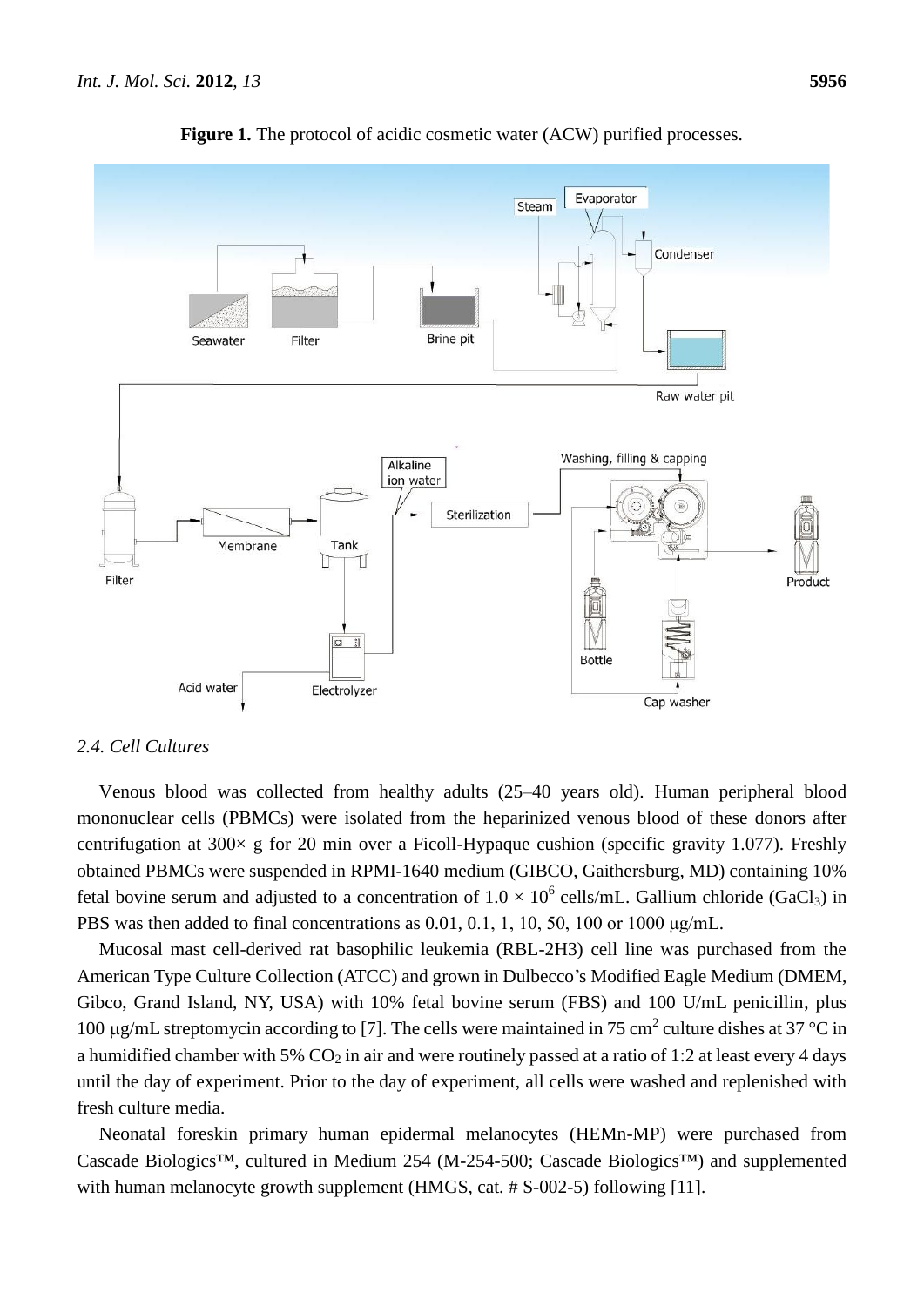**Figure 1.** The protocol of acidic cosmetic water (ACW) purified processes.

### 2.4. Cell Cultures

Venous blood was collected from healthy adults (25–40 years old). Human peripheral blood mononuclear cells (PBMCs) were isolated from the heparinized venous blood of these donors after centrifugation at 300× g for 20 min over a Ficoll-Hypaque cushion (specific gravity 1.077). Freshly obtained PBMCs were suspended in RPMI-1640 medium (GIBCO, Gaithersburg, MD) containing 10% fetal bovine serum and adjusted to a concentration of $1.0 \times 10^6$ cells/mL. Gallium chloride ($GaCl_3$) in PBS was then added to final concentrations as 0.01, 0.1, 1, 10, 50, 100 or 1000 μg/mL.

Mucosal mast cell-derived rat basophilic leukemia (RBL-2H3) cell line was purchased from the American Type Culture Collection (ATCC) and grown in Dulbecco's Modified Eagle Medium (DMEM, Gibco, Grand Island, NY, USA) with 10% fetal bovine serum (FBS) and 100 U/mL penicillin, plus 100 μg/mL streptomycin according to [7]. The cells were maintained in 75 $cm^2$ culture dishes at 37 °C in a humidified chamber with 5% $CO_2$ in air and were routinely passed at a ratio of 1:2 at least every 4 days until the day of experiment. Prior to the day of experiment, all cells were washed and replenished with fresh culture media.

Neonatal foreskin primary human epidermal melanocytes (HEMn-MP) were purchased from Cascade Biologics™, cultured in Medium 254 (M-254-500; Cascade Biologics™) and supplemented with human melanocyte growth supplement (HMGS, cat. # S-002-5) following [11].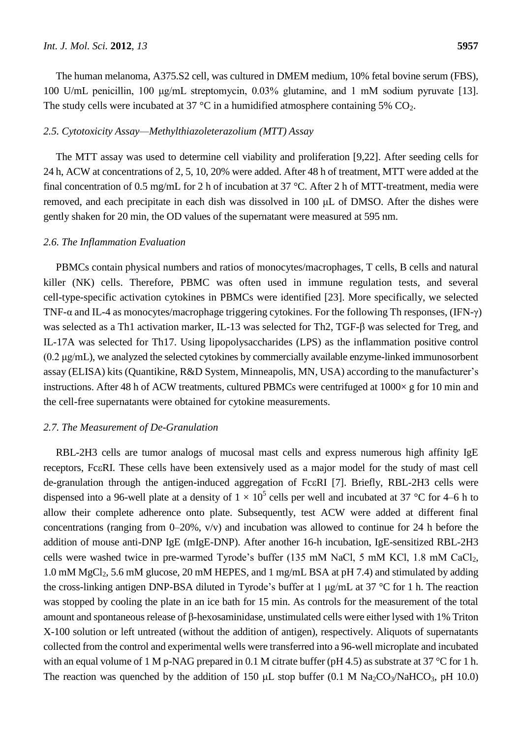The human melanoma, A375.S2 cell, was cultured in DMEM medium, 10% fetal bovine serum (FBS), 100 U/mL penicillin, 100 μg/mL streptomycin, 0.03% glutamine, and 1 mM sodium pyruvate [13]. The study cells were incubated at 37 °C in a humidified atmosphere containing 5% $CO_2$.

### 2.5. Cytotoxicity Assay—Methylthiazoleterazolium (MTT) Assay

The MTT assay was used to determine cell viability and proliferation [9,22]. After seeding cells for 24 h, ACW at concentrations of 2, 5, 10, 20% were added. After 48 h of treatment, MTT were added at the final concentration of 0.5 mg/mL for 2 h of incubation at 37 °C. After 2 h of MTT-treatment, media were removed, and each precipitate in each dish was dissolved in 100 μL of DMSO. After the dishes were gently shaken for 20 min, the OD values of the supernatant were measured at 595 nm.

### 2.6. The Inflammation Evaluation

PBMCs contain physical numbers and ratios of monocytes/macrophages, T cells, B cells and natural killer (NK) cells. Therefore, PBMC was often used in immune regulation tests, and several cell-type-specific activation cytokines in PBMCs were identified [23]. More specifically, we selected TNF-α and IL-4 as monocytes/macrophage triggering cytokines. For the following Th responses, (IFN-γ) was selected as a Th1 activation marker, IL-13 was selected for Th2, TGF-β was selected for Treg, and IL-17A was selected for Th17. Using lipopolysaccharides (LPS) as the inflammation positive control (0.2 μg/mL), we analyzed the selected cytokines by commercially available enzyme-linked immunosorbent assay (ELISA) kits (Quantikine, R&D System, Minneapolis, MN, USA) according to the manufacturer's instructions. After 48 h of ACW treatments, cultured PBMCs were centrifuged at 1000× g for 10 min and the cell-free supernatants were obtained for cytokine measurements.

### 2.7. The Measurement of De-Granulation

RBL-2H3 cells are tumor analogs of mucosal mast cells and express numerous high affinity IgE receptors, FcεRI. These cells have been extensively used as a major model for the study of mast cell de-granulation through the antigen-induced aggregation of FcεRI [7]. Briefly, RBL-2H3 cells were dispensed into a 96-well plate at a density of $1 \times 10^5$ cells per well and incubated at 37 °C for 4–6 h to allow their complete adherence onto plate. Subsequently, test ACW were added at different final concentrations (ranging from 0–20%, v/v) and incubation was allowed to continue for 24 h before the addition of mouse anti-DNP IgE (mIgE-DNP). After another 16-h incubation, IgE-sensitized RBL-2H3 cells were washed twice in pre-warmed Tyrode's buffer (135 mM NaCl, 5 mM KCl, 1.8 mM $CaCl_2$, 1.0 mM $MgCl_2$, 5.6 mM glucose, 20 mM HEPES, and 1 mg/mL BSA at pH 7.4) and stimulated by adding the cross-linking antigen DNP-BSA diluted in Tyrode's buffer at 1 μg/mL at 37 °C for 1 h. The reaction was stopped by cooling the plate in an ice bath for 15 min. As controls for the measurement of the total amount and spontaneous release of β-hexosaminidase, unstimulated cells were either lysed with 1% Triton X-100 solution or left untreated (without the addition of antigen), respectively. Aliquots of supernatants collected from the control and experimental wells were transferred into a 96-well microplate and incubated with an equal volume of 1 M p-NAG prepared in 0.1 M citrate buffer (pH 4.5) as substrate at 37 °C for 1 h. The reaction was quenched by the addition of 150 μL stop buffer (0.1 M $Na_2CO_3$/$NaHCO_3$, pH 10.0)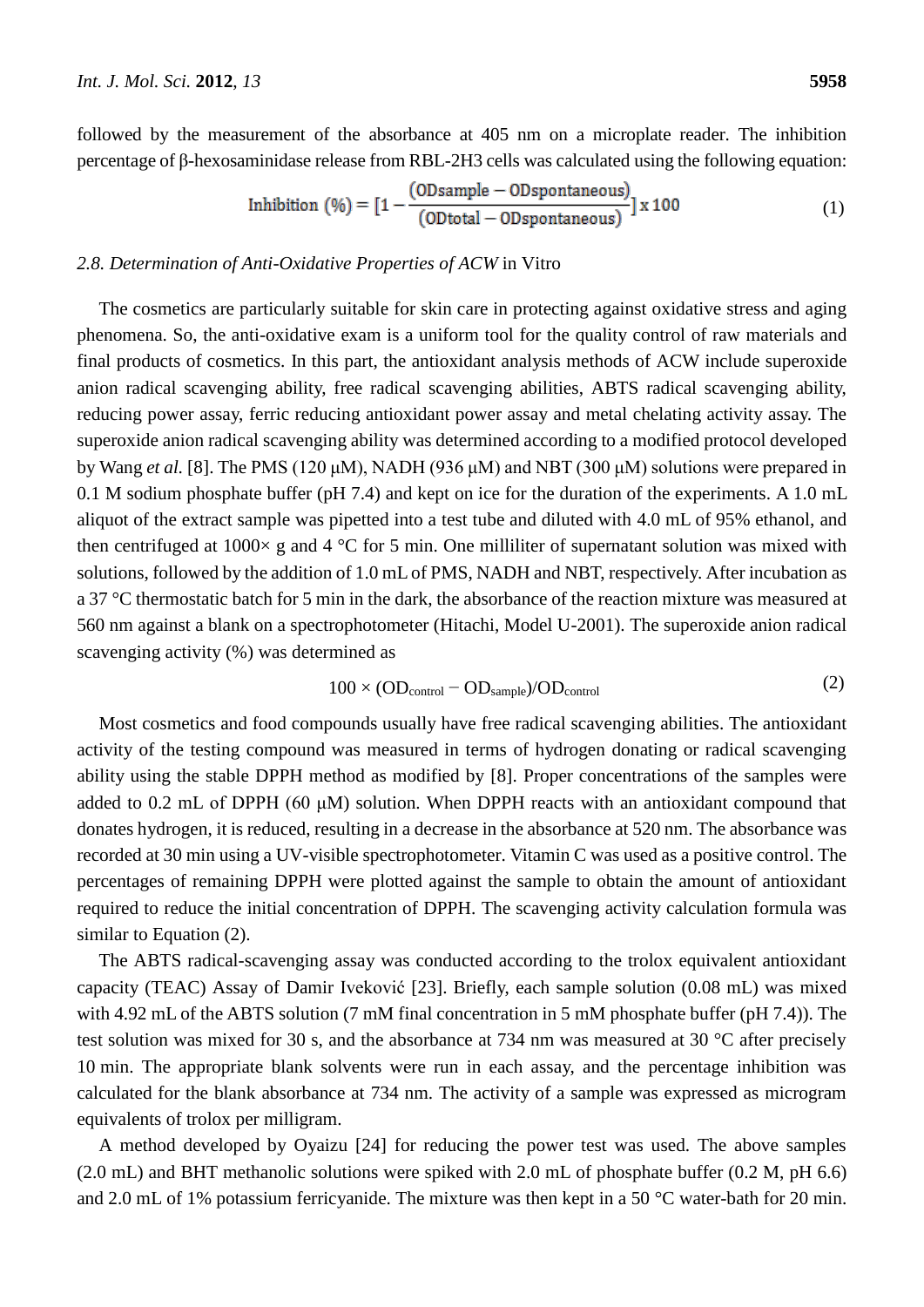followed by the measurement of the absorbance at 405 nm on a microplate reader. The inhibition percentage of β-hexosaminidase release from RBL-2H3 cells was calculated using the following equation:

$$\text{Inhibition (\%)} = [1 - \frac{(\text{ODsample} - \text{ODspontaneous})}{(\text{ODtotal} - \text{ODspontaneous})}] \times 100 \tag{1}$$

### 2.8. Determination of Anti-Oxidative Properties of ACW *in Vitro*

The cosmetics are particularly suitable for skin care in protecting against oxidative stress and aging phenomena. So, the anti-oxidative exam is a uniform tool for the quality control of raw materials and final products of cosmetics. In this part, the antioxidant analysis methods of ACW include superoxide anion radical scavenging ability, free radical scavenging abilities, ABTS radical scavenging ability, reducing power assay, ferric reducing antioxidant power assay and metal chelating activity assay. The superoxide anion radical scavenging ability was determined according to a modified protocol developed by Wang *et al.* [8]. The PMS (120 μM), NADH (936 μM) and NBT (300 μM) solutions were prepared in 0.1 M sodium phosphate buffer (pH 7.4) and kept on ice for the duration of the experiments. A 1.0 mL aliquot of the extract sample was pipetted into a test tube and diluted with 4.0 mL of 95% ethanol, and then centrifuged at 1000× g and 4 °C for 5 min. One milliliter of supernatant solution was mixed with solutions, followed by the addition of 1.0 mL of PMS, NADH and NBT, respectively. After incubation as a 37 °C thermostatic batch for 5 min in the dark, the absorbance of the reaction mixture was measured at 560 nm against a blank on a spectrophotometer (Hitachi, Model U-2001). The superoxide anion radical scavenging activity (%) was determined as

$$100 \times (OD_{control} - OD_{sample})/OD_{control} \tag{2}$$

Most cosmetics and food compounds usually have free radical scavenging abilities. The antioxidant activity of the testing compound was measured in terms of hydrogen donating or radical scavenging ability using the stable DPPH method as modified by [8]. Proper concentrations of the samples were added to 0.2 mL of DPPH (60 μM) solution. When DPPH reacts with an antioxidant compound that donates hydrogen, it is reduced, resulting in a decrease in the absorbance at 520 nm. The absorbance was recorded at 30 min using a UV-visible spectrophotometer. Vitamin C was used as a positive control. The percentages of remaining DPPH were plotted against the sample to obtain the amount of antioxidant required to reduce the initial concentration of DPPH. The scavenging activity calculation formula was similar to Equation (2).

The ABTS radical-scavenging assay was conducted according to the trolox equivalent antioxidant capacity (TEAC) Assay of Damir Iveković [23]. Briefly, each sample solution (0.08 mL) was mixed with 4.92 mL of the ABTS solution (7 mM final concentration in 5 mM phosphate buffer (pH 7.4)). The test solution was mixed for 30 s, and the absorbance at 734 nm was measured at 30 °C after precisely 10 min. The appropriate blank solvents were run in each assay, and the percentage inhibition was calculated for the blank absorbance at 734 nm. The activity of a sample was expressed as microgram equivalents of trolox per milligram.

A method developed by Oyaizu [24] for reducing the power test was used. The above samples (2.0 mL) and BHT methanolic solutions were spiked with 2.0 mL of phosphate buffer (0.2 M, pH 6.6) and 2.0 mL of 1% potassium ferricyanide. The mixture was then kept in a 50 °C water-bath for 20 min.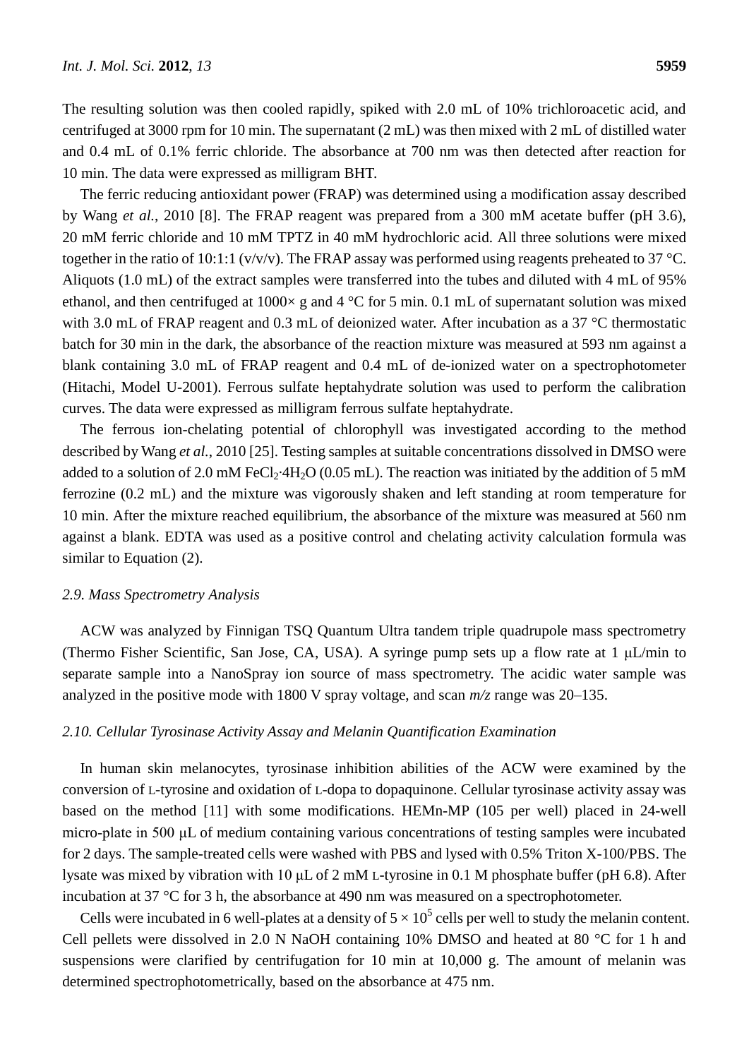The resulting solution was then cooled rapidly, spiked with 2.0 mL of 10% trichloroacetic acid, and centrifuged at 3000 rpm for 10 min. The supernatant (2 mL) was then mixed with 2 mL of distilled water and 0.4 mL of 0.1% ferric chloride. The absorbance at 700 nm was then detected after reaction for 10 min. The data were expressed as milligram BHT.

The ferric reducing antioxidant power (FRAP) was determined using a modification assay described by Wang *et al.*, 2010 [8]. The FRAP reagent was prepared from a 300 mM acetate buffer (pH 3.6), 20 mM ferric chloride and 10 mM TPTZ in 40 mM hydrochloric acid. All three solutions were mixed together in the ratio of 10:1:1 (v/v/v). The FRAP assay was performed using reagents preheated to 37 °C. Aliquots (1.0 mL) of the extract samples were transferred into the tubes and diluted with 4 mL of 95% ethanol, and then centrifuged at 1000× g and 4 °C for 5 min. 0.1 mL of supernatant solution was mixed with 3.0 mL of FRAP reagent and 0.3 mL of deionized water. After incubation as a 37 °C thermostatic batch for 30 min in the dark, the absorbance of the reaction mixture was measured at 593 nm against a blank containing 3.0 mL of FRAP reagent and 0.4 mL of de-ionized water on a spectrophotometer (Hitachi, Model U-2001). Ferrous sulfate heptahydrate solution was used to perform the calibration curves. The data were expressed as milligram ferrous sulfate heptahydrate.

The ferrous ion-chelating potential of chlorophyll was investigated according to the method described by Wang *et al.*, 2010 [25]. Testing samples at suitable concentrations dissolved in DMSO were added to a solution of 2.0 mM $FeCl_2{\cdot}4H_2O$ (0.05 mL). The reaction was initiated by the addition of 5 mM ferrozine (0.2 mL) and the mixture was vigorously shaken and left standing at room temperature for 10 min. After the mixture reached equilibrium, the absorbance of the mixture was measured at 560 nm against a blank. EDTA was used as a positive control and chelating activity calculation formula was similar to Equation (2).

### *2.9. Mass Spectrometry Analysis*

ACW was analyzed by Finnigan TSQ Quantum Ultra tandem triple quadrupole mass spectrometry (Thermo Fisher Scientific, San Jose, CA, USA). A syringe pump sets up a flow rate at 1 μL/min to separate sample into a NanoSpray ion source of mass spectrometry. The acidic water sample was analyzed in the positive mode with 1800 V spray voltage, and scan *m/z* range was 20–135.

### *2.10. Cellular Tyrosinase Activity Assay and Melanin Quantification Examination*

In human skin melanocytes, tyrosinase inhibition abilities of the ACW were examined by the conversion of L-tyrosine and oxidation of L-dopa to dopaquinone. Cellular tyrosinase activity assay was based on the method [11] with some modifications. HEMn-MP (105 per well) placed in 24-well micro-plate in 500 μL of medium containing various concentrations of testing samples were incubated for 2 days. The sample-treated cells were washed with PBS and lysed with 0.5% Triton X-100/PBS. The lysate was mixed by vibration with 10 μL of 2 mM L-tyrosine in 0.1 M phosphate buffer (pH 6.8). After incubation at 37 °C for 3 h, the absorbance at 490 nm was measured on a spectrophotometer.

Cells were incubated in 6 well-plates at a density of $5 \times 10^5$ cells per well to study the melanin content. Cell pellets were dissolved in 2.0 N NaOH containing 10% DMSO and heated at 80 °C for 1 h and suspensions were clarified by centrifugation for 10 min at 10,000 g. The amount of melanin was determined spectrophotometrically, based on the absorbance at 475 nm.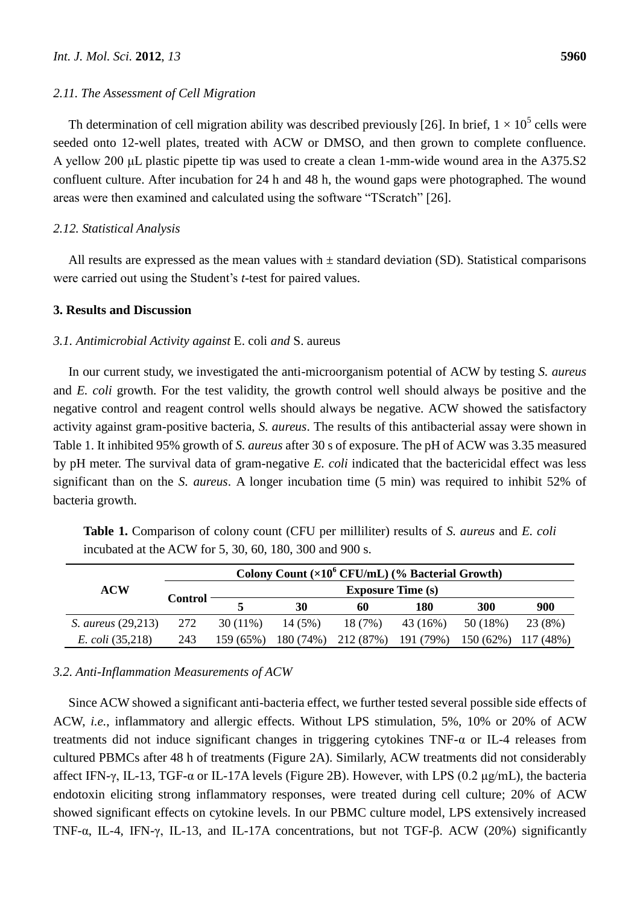### 2.11. The Assessment of Cell Migration

Th determination of cell migration ability was described previously [26]. In brief, $1 \times 10^5$ cells were seeded onto 12-well plates, treated with ACW or DMSO, and then grown to complete confluence. A yellow 200 μL plastic pipette tip was used to create a clean 1-mm-wide wound area in the A375.S2 confluent culture. After incubation for 24 h and 48 h, the wound gaps were photographed. The wound areas were then examined and calculated using the software "TScratch" [26].

### 2.12. Statistical Analysis

All results are expressed as the mean values with ± standard deviation (SD). Statistical comparisons were carried out using the Student's *t*-test for paired values.

## 3. Results and Discussion

### 3.1. Antimicrobial Activity against *E. coli* and *S. aureus*

In our current study, we investigated the anti-microorganism potential of ACW by testing *S. aureus* and *E. coli* growth. For the test validity, the growth control well should always be positive and the negative control and reagent control wells should always be negative. ACW showed the satisfactory activity against gram-positive bacteria, *S. aureus*. The results of this antibacterial assay were shown in Table 1. It inhibited 95% growth of *S. aureus* after 30 s of exposure. The pH of ACW was 3.35 measured by pH meter. The survival data of gram-negative *E. coli* indicated that the bactericidal effect was less significant than on the *S. aureus*. A longer incubation time (5 min) was required to inhibit 52% of bacteria growth.

**Table 1.** Comparison of colony count (CFU per milliliter) results of *S. aureus* and *E. coli* incubated at the ACW for 5, 30, 60, 180, 300 and 900 s.

| ACW | Colony Count ($\times 10^6$ CFU/mL) (% Bacterial Growth) | | | | | | |
|---|---|---|---|---|---|---|---|
| | Control | Exposure Time (s) | | | | | |
| | | 5 | 30 | 60 | 180 | 300 | 900 |
| *S. aureus* (29,213) | 272 | 30 (11%) | 14 (5%) | 18 (7%) | 43 (16%) | 50 (18%) | 23 (8%) |
| *E. coli* (35,218) | 243 | 159 (65%) | 180 (74%) | 212 (87%) | 191 (79%) | 150 (62%) | 117 (48%) |

### 3.2. Anti-Inflammation Measurements of ACW

Since ACW showed a significant anti-bacteria effect, we further tested several possible side effects of ACW, *i.e.*, inflammatory and allergic effects. Without LPS stimulation, 5%, 10% or 20% of ACW treatments did not induce significant changes in triggering cytokines TNF-α or IL-4 releases from cultured PBMCs after 48 h of treatments (Figure 2A). Similarly, ACW treatments did not considerably affect IFN-γ, IL-13, TGF-α or IL-17A levels (Figure 2B). However, with LPS (0.2 μg/mL), the bacteria endotoxin eliciting strong inflammatory responses, were treated during cell culture; 20% of ACW showed significant effects on cytokine levels. In our PBMC culture model, LPS extensively increased TNF-α, IL-4, IFN-γ, IL-13, and IL-17A concentrations, but not TGF-β. ACW (20%) significantly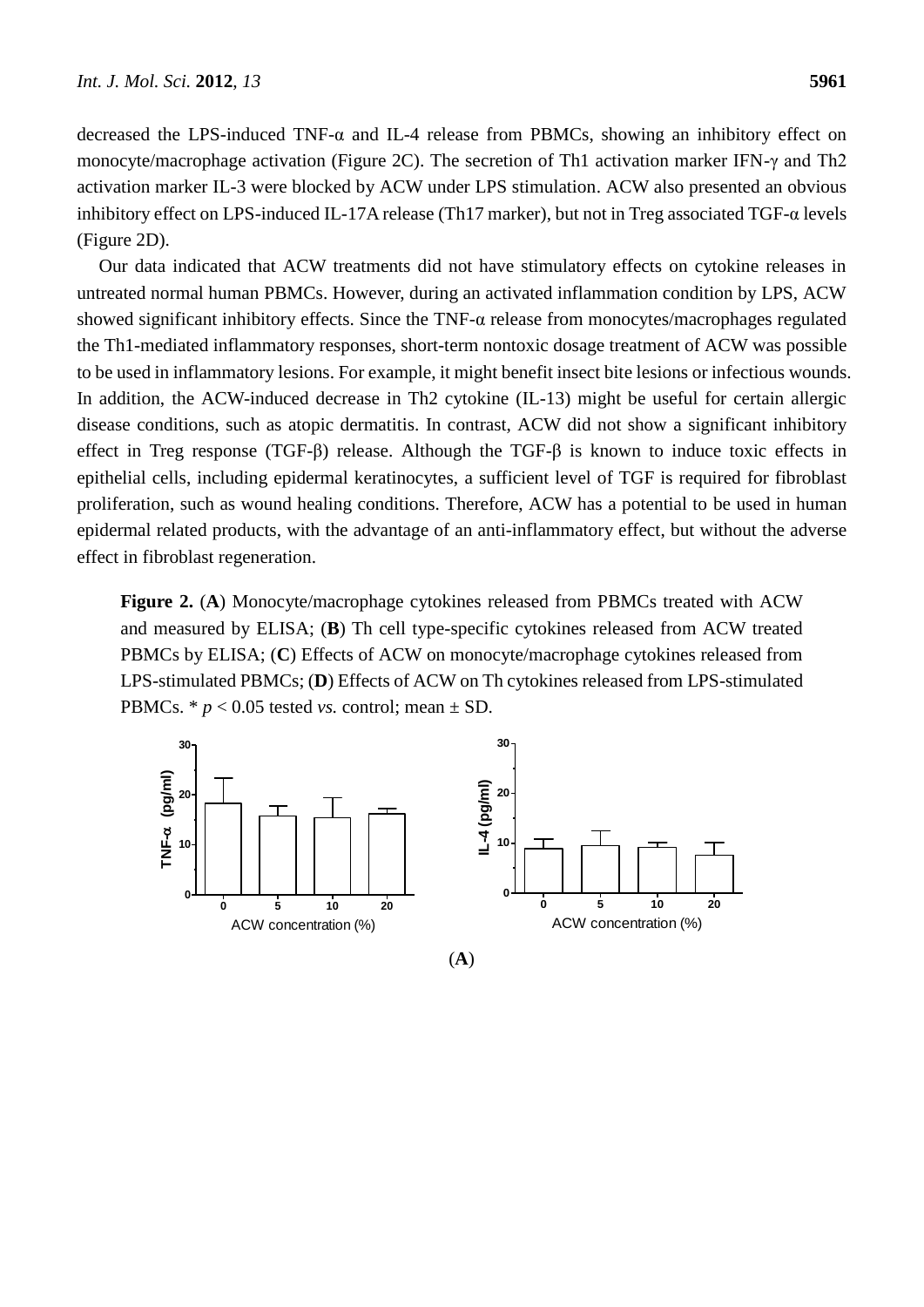decreased the LPS-induced TNF-α and IL-4 release from PBMCs, showing an inhibitory effect on monocyte/macrophage activation (Figure 2C). The secretion of Th1 activation marker IFN-γ and Th2 activation marker IL-3 were blocked by ACW under LPS stimulation. ACW also presented an obvious inhibitory effect on LPS-induced IL-17A release (Th17 marker), but not in Treg associated TGF-α levels (Figure 2D).

Our data indicated that ACW treatments did not have stimulatory effects on cytokine releases in untreated normal human PBMCs. However, during an activated inflammation condition by LPS, ACW showed significant inhibitory effects. Since the TNF-α release from monocytes/macrophages regulated the Th1-mediated inflammatory responses, short-term nontoxic dosage treatment of ACW was possible to be used in inflammatory lesions. For example, it might benefit insect bite lesions or infectious wounds. In addition, the ACW-induced decrease in Th2 cytokine (IL-13) might be useful for certain allergic disease conditions, such as atopic dermatitis. In contrast, ACW did not show a significant inhibitory effect in Treg response (TGF-β) release. Although the TGF-β is known to induce toxic effects in epithelial cells, including epidermal keratinocytes, a sufficient level of TGF is required for fibroblast proliferation, such as wound healing conditions. Therefore, ACW has a potential to be used in human epidermal related products, with the advantage of an anti-inflammatory effect, but without the adverse effect in fibroblast regeneration.

**Figure 2.** (**A**) Monocyte/macrophage cytokines released from PBMCs treated with ACW and measured by ELISA; (**B**) Th cell type-specific cytokines released from ACW treated PBMCs by ELISA; (**C**) Effects of ACW on monocyte/macrophage cytokines released from LPS-stimulated PBMCs; (**D**) Effects of ACW on Th cytokines released from LPS-stimulated PBMCs. * $p < 0.05$ tested *vs.* control; mean ± SD.

(**A**)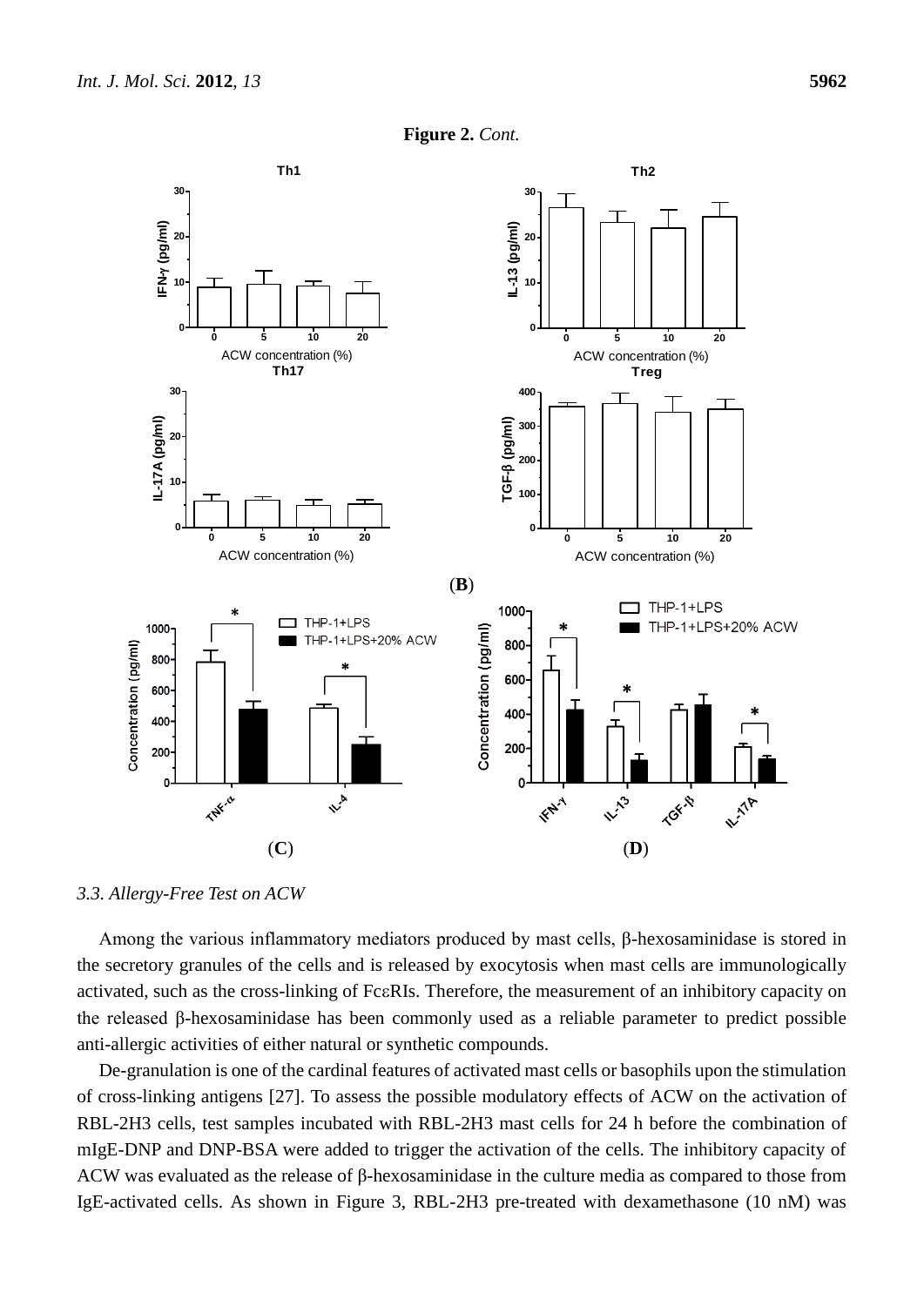**Figure 2.** *Cont.*

(**B**)

(**C**) (**D**)

### *3.3. Allergy-Free Test on ACW*

Among the various inflammatory mediators produced by mast cells, β-hexosaminidase is stored in the secretory granules of the cells and is released by exocytosis when mast cells are immunologically activated, such as the cross-linking of FcεRIs. Therefore, the measurement of an inhibitory capacity on the released β-hexosaminidase has been commonly used as a reliable parameter to predict possible anti-allergic activities of either natural or synthetic compounds.

De-granulation is one of the cardinal features of activated mast cells or basophils upon the stimulation of cross-linking antigens [27]. To assess the possible modulatory effects of ACW on the activation of RBL-2H3 cells, test samples incubated with RBL-2H3 mast cells for 24 h before the combination of mIgE-DNP and DNP-BSA were added to trigger the activation of the cells. The inhibitory capacity of ACW was evaluated as the release of β-hexosaminidase in the culture media as compared to those from IgE-activated cells. As shown in Figure 3, RBL-2H3 pre-treated with dexamethasone (10 nM) was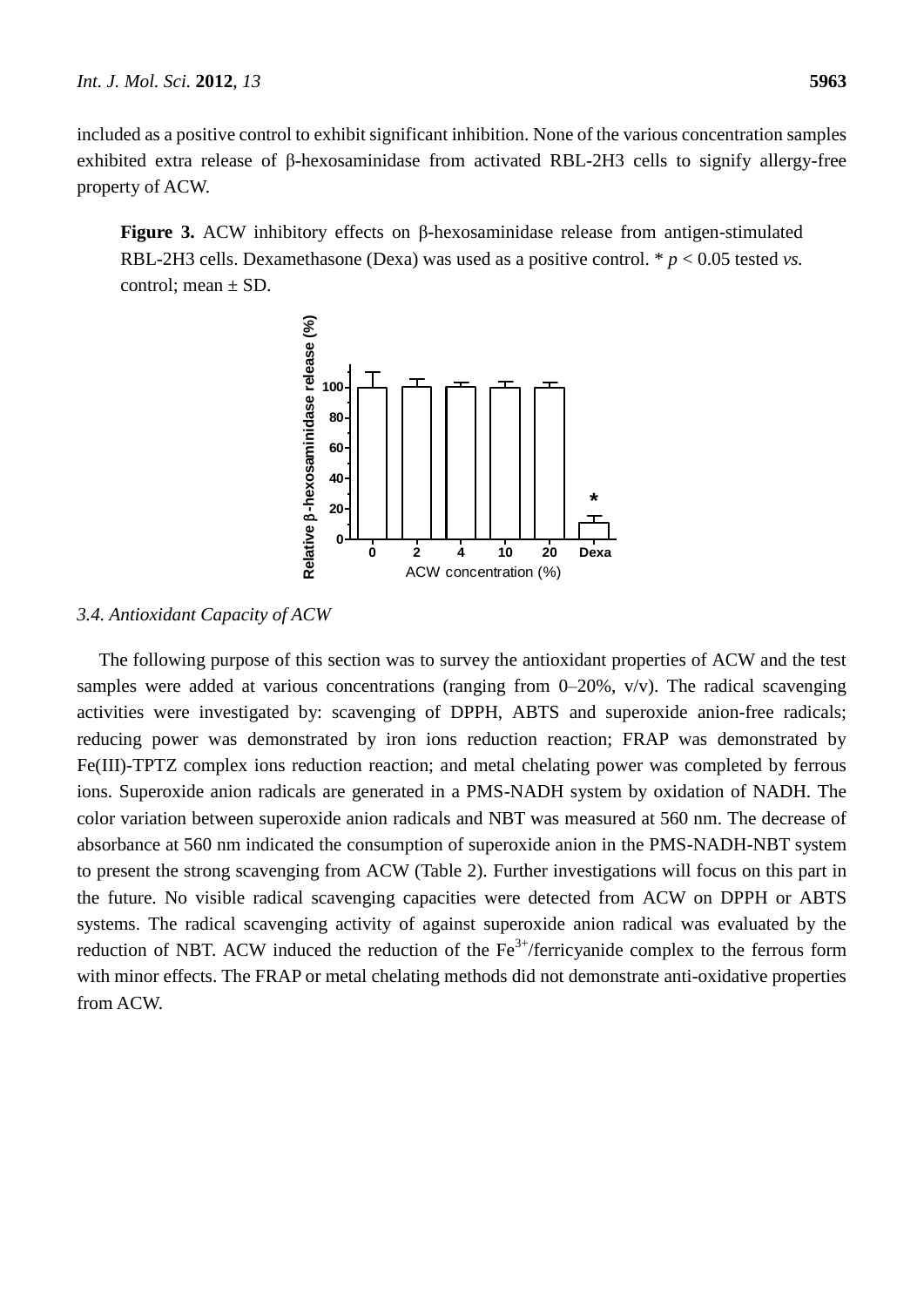included as a positive control to exhibit significant inhibition. None of the various concentration samples exhibited extra release of β-hexosaminidase from activated RBL-2H3 cells to signify allergy-free property of ACW.

**Figure 3.** ACW inhibitory effects on β-hexosaminidase release from antigen-stimulated RBL-2H3 cells. Dexamethasone (Dexa) was used as a positive control. * $p < 0.05$ tested *vs.* control; mean ± SD.

### *3.4. Antioxidant Capacity of ACW*

The following purpose of this section was to survey the antioxidant properties of ACW and the test samples were added at various concentrations (ranging from 0–20%, v/v). The radical scavenging activities were investigated by: scavenging of DPPH, ABTS and superoxide anion-free radicals; reducing power was demonstrated by iron ions reduction reaction; FRAP was demonstrated by Fe(III)-TPTZ complex ions reduction reaction; and metal chelating power was completed by ferrous ions. Superoxide anion radicals are generated in a PMS-NADH system by oxidation of NADH. The color variation between superoxide anion radicals and NBT was measured at 560 nm. The decrease of absorbance at 560 nm indicated the consumption of superoxide anion in the PMS-NADH-NBT system to present the strong scavenging from ACW (Table 2). Further investigations will focus on this part in the future. No visible radical scavenging capacities were detected from ACW on DPPH or ABTS systems. The radical scavenging activity of against superoxide anion radical was evaluated by the reduction of NBT. ACW induced the reduction of the $Fe^{3+}$/ferricyanide complex to the ferrous form with minor effects. The FRAP or metal chelating methods did not demonstrate anti-oxidative properties from ACW.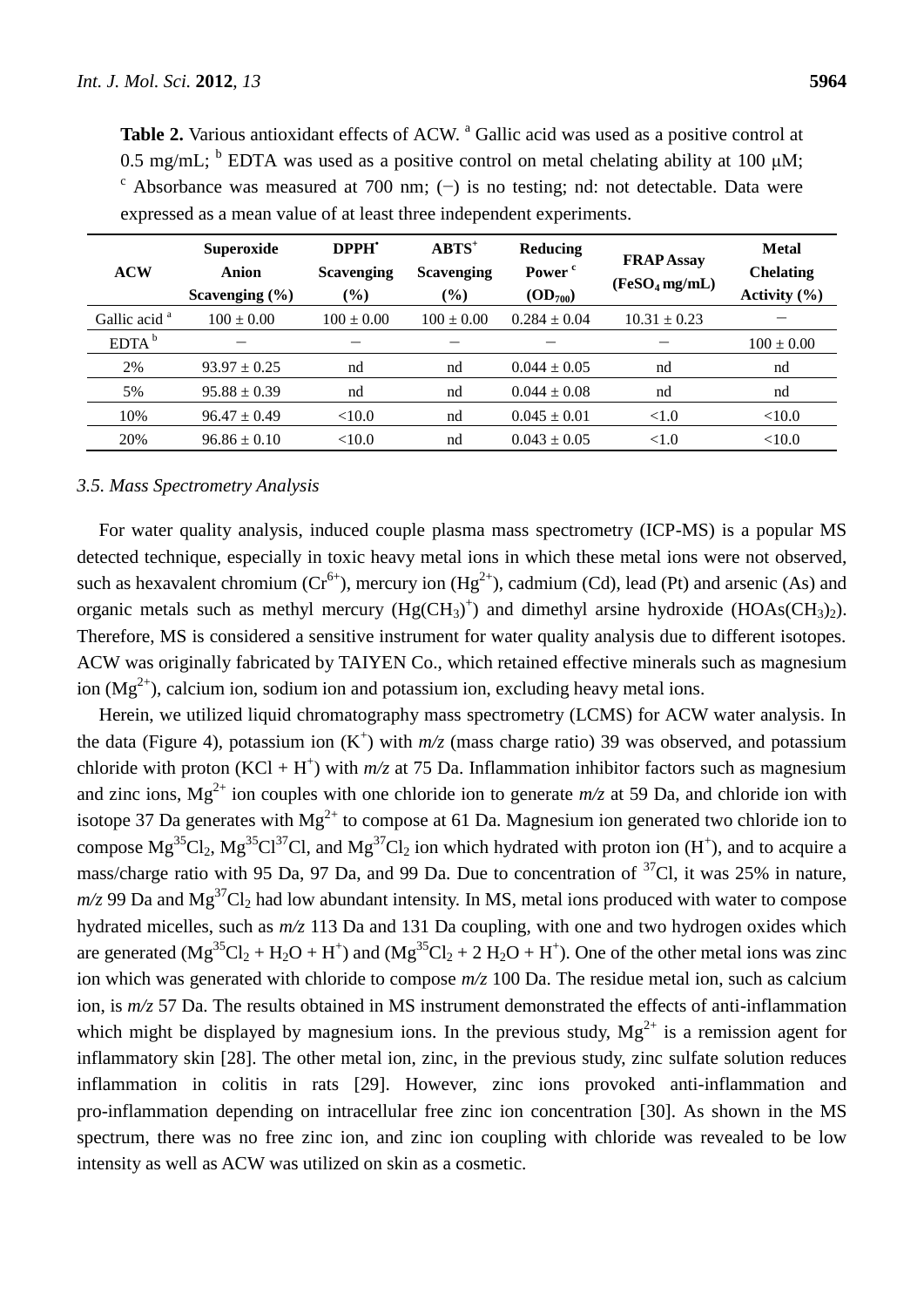**Table 2.** Various antioxidant effects of ACW. [a] Gallic acid was used as a positive control at 0.5 mg/mL; [b] EDTA was used as a positive control on metal chelating ability at 100 μM; [c] Absorbance was measured at 700 nm; (−) is no testing; nd: not detectable. Data were expressed as a mean value of at least three independent experiments.

| ACW | Superoxide Anion Scavenging (%) | $DPPH^{\bullet}$ Scavenging (%) | $ABTS^{+}$ Scavenging (%) | Reducing Power [c] ($OD_{700}$) | FRAP Assay ($FeSO_4$ mg/mL) | Metal Chelating Activity (%) |
|---|---|---|---|---|---|---|
| Gallic acid [a] | 100 ± 0.00 | 100 ± 0.00 | 100 ± 0.00 | 0.284 ± 0.04 | 10.31 ± 0.23 | − |
| EDTA [b] | − | − | − | − | − | 100 ± 0.00 |
| 2% | 93.97 ± 0.25 | nd | nd | 0.044 ± 0.05 | nd | nd |
| 5% | 95.88 ± 0.39 | nd | nd | 0.044 ± 0.08 | nd | nd |
| 10% | 96.47 ± 0.49 | <10.0 | nd | 0.045 ± 0.01 | <1.0 | <10.0 |
| 20% | 96.86 ± 0.10 | <10.0 | nd | 0.043 ± 0.05 | <1.0 | <10.0 |

### *3.5. Mass Spectrometry Analysis*

For water quality analysis, induced couple plasma mass spectrometry (ICP-MS) is a popular MS detected technique, especially in toxic heavy metal ions in which these metal ions were not observed, such as hexavalent chromium ($Cr^{6+}$), mercury ion ($Hg^{2+}$), cadmium (Cd), lead (Pt) and arsenic (As) and organic metals such as methyl mercury ($(Hg(CH_3))^+$) and dimethyl arsine hydroxide ($HOAs(CH_3)_2$). Therefore, MS is considered a sensitive instrument for water quality analysis due to different isotopes. ACW was originally fabricated by TAIYEN Co., which retained effective minerals such as magnesium ion ($Mg^{2+}$), calcium ion, sodium ion and potassium ion, excluding heavy metal ions.

Herein, we utilized liquid chromatography mass spectrometry (LCMS) for ACW water analysis. In the data (Figure 4), potassium ion ($K^+$) with *m/z* (mass charge ratio) 39 was observed, and potassium chloride with proton ($KCl + H^+$) with *m/z* at 75 Da. Inflammation inhibitor factors such as magnesium and zinc ions, $Mg^{2+}$ ion couples with one chloride ion to generate *m/z* at 59 Da, and chloride ion with isotope 37 Da generates with $Mg^{2+}$ to compose at 61 Da. Magnesium ion generated two chloride ion to compose $Mg^{35}Cl_2$, $Mg^{35}Cl^{37}Cl$, and $Mg^{37}Cl_2$ ion which hydrated with proton ion ($H^+$), and to acquire a mass/charge ratio with 95 Da, 97 Da, and 99 Da. Due to concentration of $^{37}Cl$, it was 25% in nature, *m/z* 99 Da and $Mg^{37}Cl_2$ had low abundant intensity. In MS, metal ions produced with water to compose hydrated micelles, such as *m/z* 113 Da and 131 Da coupling, with one and two hydrogen oxides which are generated ($Mg^{35}Cl_2 + H_2O + H^+$) and ($Mg^{35}Cl_2 + 2\ H_2O + H^+$). One of the other metal ions was zinc ion which was generated with chloride to compose *m/z* 100 Da. The residue metal ion, such as calcium ion, is *m/z* 57 Da. The results obtained in MS instrument demonstrated the effects of anti-inflammation which might be displayed by magnesium ions. In the previous study, $Mg^{2+}$ is a remission agent for inflammatory skin [28]. The other metal ion, zinc, in the previous study, zinc sulfate solution reduces inflammation in colitis in rats [29]. However, zinc ions provoked anti-inflammation and pro-inflammation depending on intracellular free zinc ion concentration [30]. As shown in the MS spectrum, there was no free zinc ion, and zinc ion coupling with chloride was revealed to be low intensity as well as ACW was utilized on skin as a cosmetic.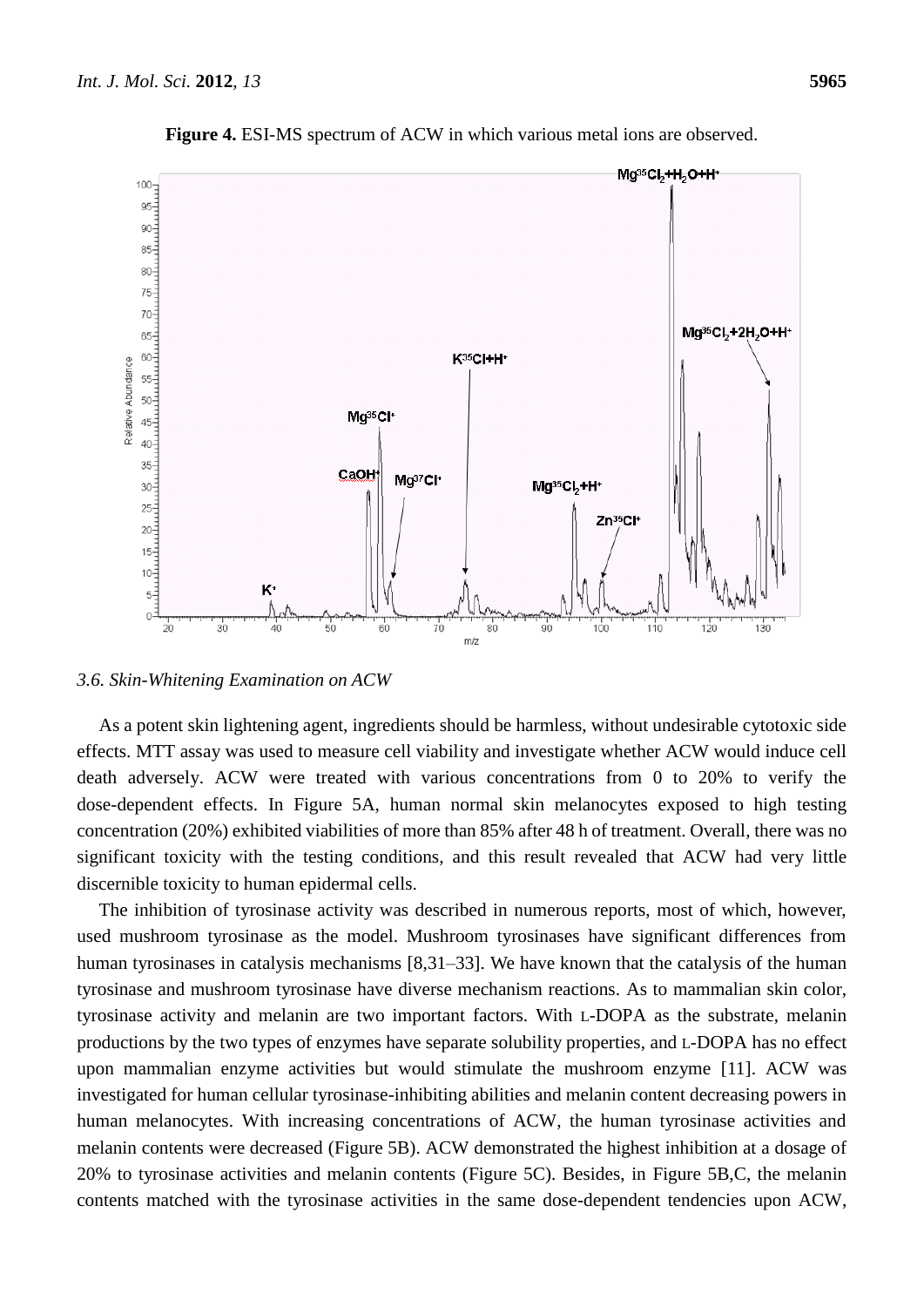**Figure 4.** ESI-MS spectrum of ACW in which various metal ions are observed.

### *3.6. Skin-Whitening Examination on ACW*

As a potent skin lightening agent, ingredients should be harmless, without undesirable cytotoxic side effects. MTT assay was used to measure cell viability and investigate whether ACW would induce cell death adversely. ACW were treated with various concentrations from 0 to 20% to verify the dose-dependent effects. In Figure 5A, human normal skin melanocytes exposed to high testing concentration (20%) exhibited viabilities of more than 85% after 48 h of treatment. Overall, there was no significant toxicity with the testing conditions, and this result revealed that ACW had very little discernible toxicity to human epidermal cells.

The inhibition of tyrosinase activity was described in numerous reports, most of which, however, used mushroom tyrosinase as the model. Mushroom tyrosinases have significant differences from human tyrosinases in catalysis mechanisms [8,31–33]. We have known that the catalysis of the human tyrosinase and mushroom tyrosinase have diverse mechanism reactions. As to mammalian skin color, tyrosinase activity and melanin are two important factors. With L-DOPA as the substrate, melanin productions by the two types of enzymes have separate solubility properties, and L-DOPA has no effect upon mammalian enzyme activities but would stimulate the mushroom enzyme [11]. ACW was investigated for human cellular tyrosinase-inhibiting abilities and melanin content decreasing powers in human melanocytes. With increasing concentrations of ACW, the human tyrosinase activities and melanin contents were decreased (Figure 5B). ACW demonstrated the highest inhibition at a dosage of 20% to tyrosinase activities and melanin contents (Figure 5C). Besides, in Figure 5B,C, the melanin contents matched with the tyrosinase activities in the same dose-dependent tendencies upon ACW,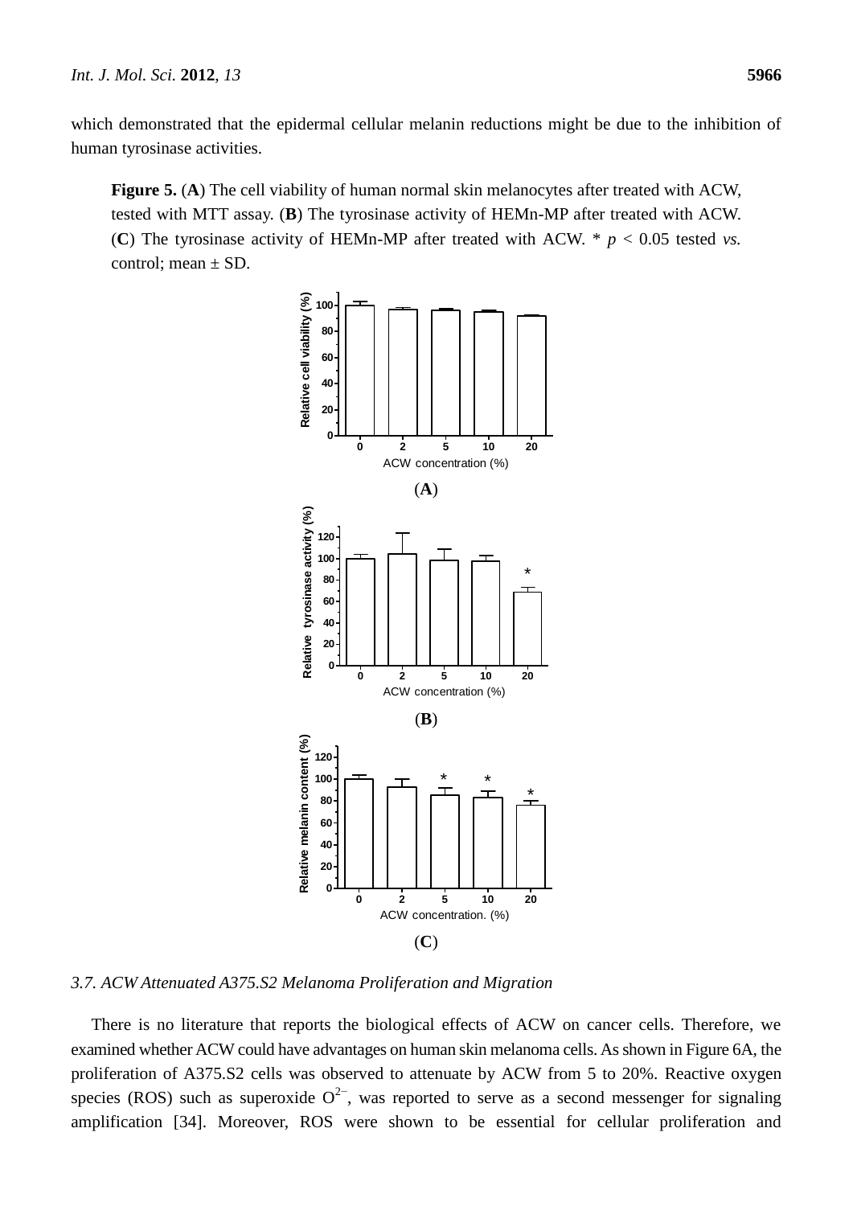which demonstrated that the epidermal cellular melanin reductions might be due to the inhibition of human tyrosinase activities.

**Figure 5.** (**A**) The cell viability of human normal skin melanocytes after treated with ACW, tested with MTT assay. (**B**) The tyrosinase activity of HEMn-MP after treated with ACW. (**C**) The tyrosinase activity of HEMn-MP after treated with ACW. * $p < 0.05$ tested *vs.* control; mean ± SD.

(**A**)

(**B**)

(**C**)

### *3.7. ACW Attenuated A375.S2 Melanoma Proliferation and Migration*

There is no literature that reports the biological effects of ACW on cancer cells. Therefore, we examined whether ACW could have advantages on human skin melanoma cells. As shown in Figure 6A, the proliferation of A375.S2 cells was observed to attenuate by ACW from 5 to 20%. Reactive oxygen species (ROS) such as superoxide $O^{2-}$, was reported to serve as a second messenger for signaling amplification [34]. Moreover, ROS were shown to be essential for cellular proliferation and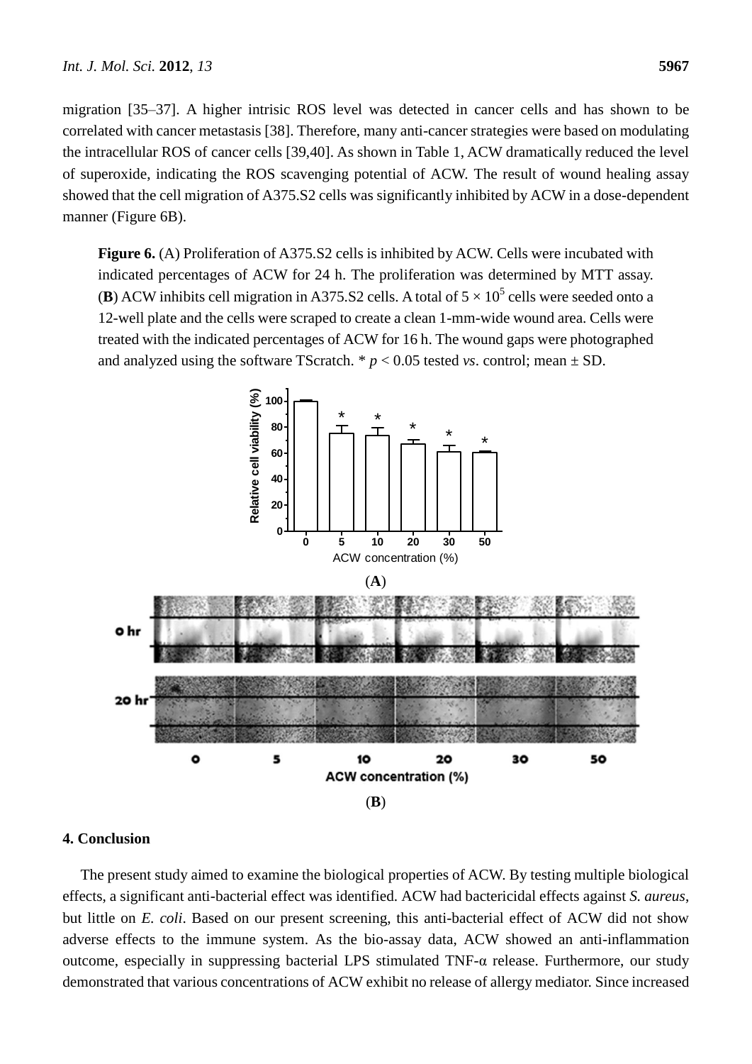migration [35–37]. A higher intrisic ROS level was detected in cancer cells and has shown to be correlated with cancer metastasis [38]. Therefore, many anti-cancer strategies were based on modulating the intracellular ROS of cancer cells [39,40]. As shown in Table 1, ACW dramatically reduced the level of superoxide, indicating the ROS scavenging potential of ACW. The result of wound healing assay showed that the cell migration of A375.S2 cells was significantly inhibited by ACW in a dose-dependent manner (Figure 6B).

**Figure 6.** (A) Proliferation of A375.S2 cells is inhibited by ACW. Cells were incubated with indicated percentages of ACW for 24 h. The proliferation was determined by MTT assay. (**B**) ACW inhibits cell migration in A375.S2 cells. A total of $5 \times 10^5$ cells were seeded onto a 12-well plate and the cells were scraped to create a clean 1-mm-wide wound area. Cells were treated with the indicated percentages of ACW for 16 h. The wound gaps were photographed and analyzed using the software TScratch. * $p < 0.05$ tested *vs*. control; mean ± SD.

(**A**)

(**B**)

## 4. Conclusion

The present study aimed to examine the biological properties of ACW. By testing multiple biological effects, a significant anti-bacterial effect was identified. ACW had bactericidal effects against *S. aureus*, but little on *E. coli*. Based on our present screening, this anti-bacterial effect of ACW did not show adverse effects to the immune system. As the bio-assay data, ACW showed an anti-inflammation outcome, especially in suppressing bacterial LPS stimulated TNF-α release. Furthermore, our study demonstrated that various concentrations of ACW exhibit no release of allergy mediator. Since increased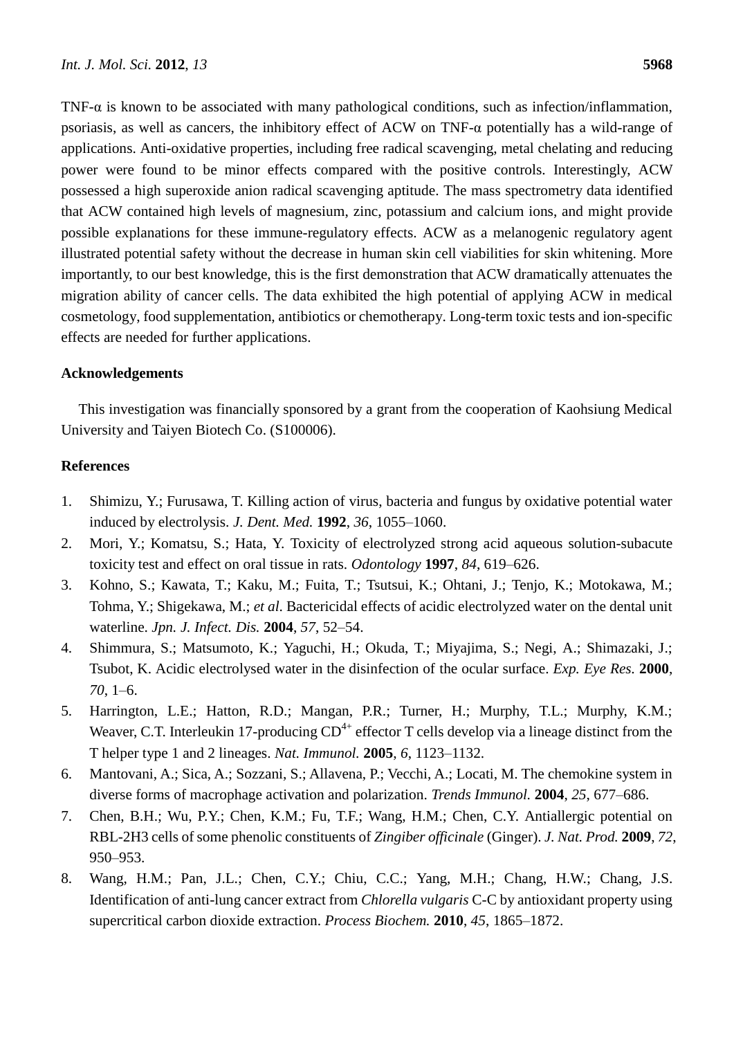TNF-α is known to be associated with many pathological conditions, such as infection/inflammation, psoriasis, as well as cancers, the inhibitory effect of ACW on TNF-α potentially has a wild-range of applications. Anti-oxidative properties, including free radical scavenging, metal chelating and reducing power were found to be minor effects compared with the positive controls. Interestingly, ACW possessed a high superoxide anion radical scavenging aptitude. The mass spectrometry data identified that ACW contained high levels of magnesium, zinc, potassium and calcium ions, and might provide possible explanations for these immune-regulatory effects. ACW as a melanogenic regulatory agent illustrated potential safety without the decrease in human skin cell viabilities for skin whitening. More importantly, to our best knowledge, this is the first demonstration that ACW dramatically attenuates the migration ability of cancer cells. The data exhibited the high potential of applying ACW in medical cosmetology, food supplementation, antibiotics or chemotherapy. Long-term toxic tests and ion-specific effects are needed for further applications.

## Acknowledgements

This investigation was financially sponsored by a grant from the cooperation of Kaohsiung Medical University and Taiyen Biotech Co. (S100006).

## References

1. Shimizu, Y.; Furusawa, T. Killing action of virus, bacteria and fungus by oxidative potential water induced by electrolysis. *J. Dent. Med.* **1992**, *36*, 1055–1060.
2. Mori, Y.; Komatsu, S.; Hata, Y. Toxicity of electrolyzed strong acid aqueous solution-subacute toxicity test and effect on oral tissue in rats. *Odontology* **1997**, *84*, 619–626.
3. Kohno, S.; Kawata, T.; Kaku, M.; Fuita, T.; Tsutsui, K.; Ohtani, J.; Tenjo, K.; Motokawa, M.; Tohma, Y.; Shigekawa, M.; *et al*. Bactericidal effects of acidic electrolyzed water on the dental unit waterline. *Jpn. J. Infect. Dis.* **2004**, *57*, 52–54.
4. Shimmura, S.; Matsumoto, K.; Yaguchi, H.; Okuda, T.; Miyajima, S.; Negi, A.; Shimazaki, J.; Tsubot, K. Acidic electrolysed water in the disinfection of the ocular surface. *Exp. Eye Res.* **2000**, *70*, 1–6.
5. Harrington, L.E.; Hatton, R.D.; Mangan, P.R.; Turner, H.; Murphy, T.L.; Murphy, K.M.; Weaver, C.T. Interleukin 17-producing $CD^{4+}$ effector T cells develop via a lineage distinct from the T helper type 1 and 2 lineages. *Nat. Immunol.* **2005**, *6*, 1123–1132.
6. Mantovani, A.; Sica, A.; Sozzani, S.; Allavena, P.; Vecchi, A.; Locati, M. The chemokine system in diverse forms of macrophage activation and polarization. *Trends Immunol.* **2004**, *25*, 677–686.
7. Chen, B.H.; Wu, P.Y.; Chen, K.M.; Fu, T.F.; Wang, H.M.; Chen, C.Y. Antiallergic potential on RBL-2H3 cells of some phenolic constituents of *Zingiber officinale* (Ginger). *J. Nat. Prod.* **2009**, *72*, 950–953.
8. Wang, H.M.; Pan, J.L.; Chen, C.Y.; Chiu, C.C.; Yang, M.H.; Chang, H.W.; Chang, J.S. Identification of anti-lung cancer extract from *Chlorella vulgaris* C-C by antioxidant property using supercritical carbon dioxide extraction. *Process Biochem.* **2010**, *45*, 1865–1872.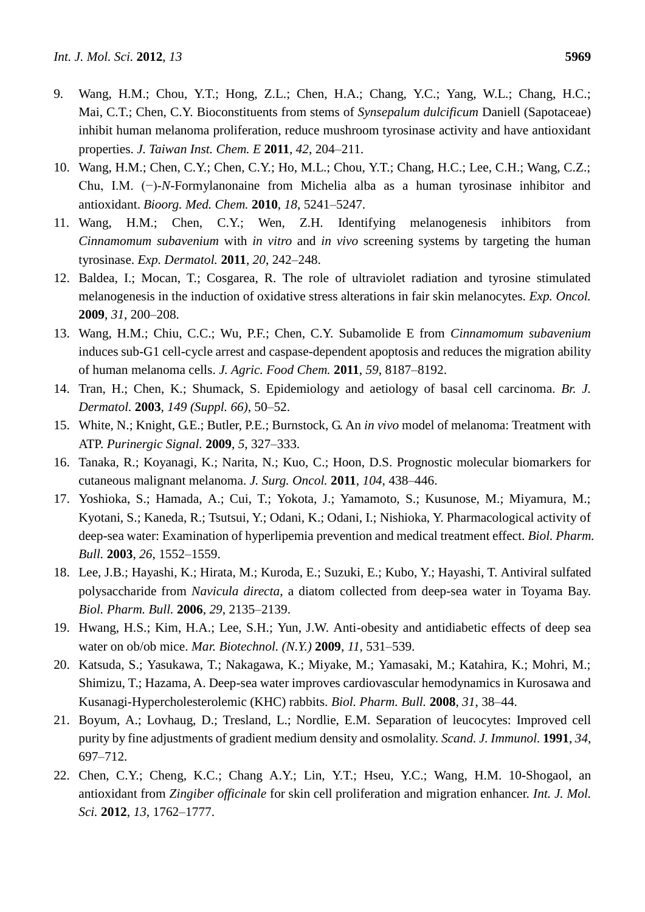9. Wang, H.M.; Chou, Y.T.; Hong, Z.L.; Chen, H.A.; Chang, Y.C.; Yang, W.L.; Chang, H.C.; Mai, C.T.; Chen, C.Y. Bioconstituents from stems of *Synsepalum dulcificum* Daniell (Sapotaceae) inhibit human melanoma proliferation, reduce mushroom tyrosinase activity and have antioxidant properties. *J. Taiwan Inst. Chem. E* **2011**, *42*, 204–211.
10. Wang, H.M.; Chen, C.Y.; Chen, C.Y.; Ho, M.L.; Chou, Y.T.; Chang, H.C.; Lee, C.H.; Wang, C.Z.; Chu, I.M. (−)-*N*-Formylanonaine from Michelia alba as a human tyrosinase inhibitor and antioxidant. *Bioorg. Med. Chem.* **2010**, *18*, 5241–5247.
11. Wang, H.M.; Chen, C.Y.; Wen, Z.H. Identifying melanogenesis inhibitors from *Cinnamomum subavenium* with *in vitro* and *in vivo* screening systems by targeting the human tyrosinase. *Exp. Dermatol.* **2011**, *20*, 242–248.
12. Baldea, I.; Mocan, T.; Cosgarea, R. The role of ultraviolet radiation and tyrosine stimulated melanogenesis in the induction of oxidative stress alterations in fair skin melanocytes. *Exp. Oncol.* **2009**, *31*, 200–208.
13. Wang, H.M.; Chiu, C.C.; Wu, P.F.; Chen, C.Y. Subamolide E from *Cinnamomum subavenium* induces sub-G1 cell-cycle arrest and caspase-dependent apoptosis and reduces the migration ability of human melanoma cells. *J. Agric. Food Chem.* **2011**, *59*, 8187–8192.
14. Tran, H.; Chen, K.; Shumack, S. Epidemiology and aetiology of basal cell carcinoma. *Br. J. Dermatol.* **2003**, *149 (Suppl. 66)*, 50–52.
15. White, N.; Knight, G.E.; Butler, P.E.; Burnstock, G. An *in vivo* model of melanoma: Treatment with ATP. *Purinergic Signal.* **2009**, *5*, 327–333.
16. Tanaka, R.; Koyanagi, K.; Narita, N.; Kuo, C.; Hoon, D.S. Prognostic molecular biomarkers for cutaneous malignant melanoma. *J. Surg. Oncol.* **2011**, *104*, 438–446.
17. Yoshioka, S.; Hamada, A.; Cui, T.; Yokota, J.; Yamamoto, S.; Kusunose, M.; Miyamura, M.; Kyotani, S.; Kaneda, R.; Tsutsui, Y.; Odani, K.; Odani, I.; Nishioka, Y. Pharmacological activity of deep-sea water: Examination of hyperlipemia prevention and medical treatment effect. *Biol. Pharm. Bull.* **2003**, *26*, 1552–1559.
18. Lee, J.B.; Hayashi, K.; Hirata, M.; Kuroda, E.; Suzuki, E.; Kubo, Y.; Hayashi, T. Antiviral sulfated polysaccharide from *Navicula directa*, a diatom collected from deep-sea water in Toyama Bay. *Biol. Pharm. Bull.* **2006**, *29*, 2135–2139.
19. Hwang, H.S.; Kim, H.A.; Lee, S.H.; Yun, J.W. Anti-obesity and antidiabetic effects of deep sea water on ob/ob mice. *Mar. Biotechnol. (N.Y.)* **2009**, *11*, 531–539.
20. Katsuda, S.; Yasukawa, T.; Nakagawa, K.; Miyake, M.; Yamasaki, M.; Katahira, K.; Mohri, M.; Shimizu, T.; Hazama, A. Deep-sea water improves cardiovascular hemodynamics in Kurosawa and Kusanagi-Hypercholesterolemic (KHC) rabbits. *Biol. Pharm. Bull.* **2008**, *31*, 38–44.
21. Boyum, A.; Lovhaug, D.; Tresland, L.; Nordlie, E.M. Separation of leucocytes: Improved cell purity by fine adjustments of gradient medium density and osmolality. *Scand. J. Immunol.* **1991**, *34*, 697–712.
22. Chen, C.Y.; Cheng, K.C.; Chang A.Y.; Lin, Y.T.; Hseu, Y.C.; Wang, H.M. 10-Shogaol, an antioxidant from *Zingiber officinale* for skin cell proliferation and migration enhancer. *Int. J. Mol. Sci.* **2012**, *13*, 1762–1777.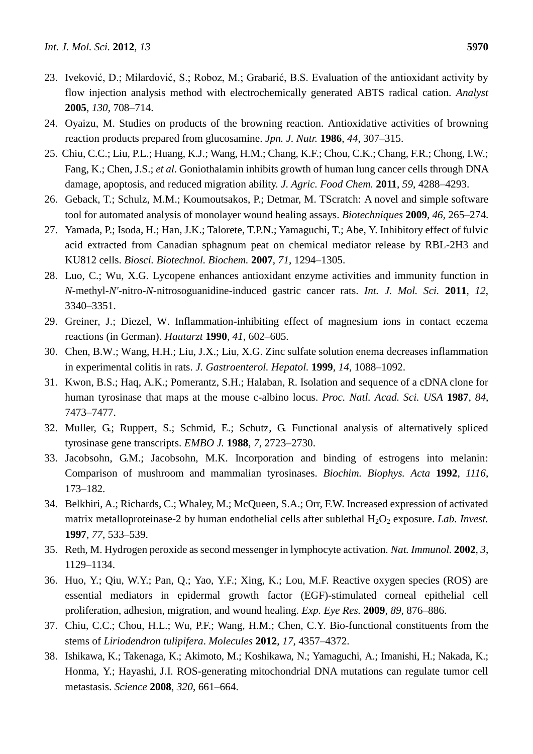23. Iveković, D.; Milardović, S.; Roboz, M.; Grabarić, B.S. Evaluation of the antioxidant activity by flow injection analysis method with electrochemically generated ABTS radical cation. *Analyst* **2005**, *130*, 708–714.
24. Oyaizu, M. Studies on products of the browning reaction. Antioxidative activities of browning reaction products prepared from glucosamine. *Jpn. J. Nutr.* **1986**, *44*, 307–315.
25. Chiu, C.C.; Liu, P.L.; Huang, K.J.; Wang, H.M.; Chang, K.F.; Chou, C.K.; Chang, F.R.; Chong, I.W.; Fang, K.; Chen, J.S.; *et al*. Goniothalamin inhibits growth of human lung cancer cells through DNA damage, apoptosis, and reduced migration ability. *J. Agric. Food Chem.* **2011**, *59*, 4288–4293.
26. Geback, T.; Schulz, M.M.; Koumoutsakos, P.; Detmar, M. TScratch: A novel and simple software tool for automated analysis of monolayer wound healing assays. *Biotechniques* **2009**, *46*, 265–274.
27. Yamada, P.; Isoda, H.; Han, J.K.; Talorete, T.P.N.; Yamaguchi, T.; Abe, Y. Inhibitory effect of fulvic acid extracted from Canadian sphagnum peat on chemical mediator release by RBL-2H3 and KU812 cells. *Biosci. Biotechnol. Biochem.* **2007**, *71*, 1294–1305.
28. Luo, C.; Wu, X.G. Lycopene enhances antioxidant enzyme activities and immunity function in *N*-methyl-*N'*-nitro-*N*-nitrosoguanidine-induced gastric cancer rats. *Int. J. Mol. Sci.* **2011**, *12*, 3340–3351.
29. Greiner, J.; Diezel, W. Inflammation-inhibiting effect of magnesium ions in contact eczema reactions (in German). *Hautarzt* **1990**, *41*, 602–605.
30. Chen, B.W.; Wang, H.H.; Liu, J.X.; Liu, X.G. Zinc sulfate solution enema decreases inflammation in experimental colitis in rats. *J. Gastroenterol. Hepatol.* **1999**, *14*, 1088–1092.
31. Kwon, B.S.; Haq, A.K.; Pomerantz, S.H.; Halaban, R. Isolation and sequence of a cDNA clone for human tyrosinase that maps at the mouse c-albino locus. *Proc. Natl. Acad. Sci. USA* **1987**, *84*, 7473–7477.
32. Muller, G.; Ruppert, S.; Schmid, E.; Schutz, G. Functional analysis of alternatively spliced tyrosinase gene transcripts. *EMBO J.* **1988**, *7*, 2723–2730.
33. Jacobsohn, G.M.; Jacobsohn, M.K. Incorporation and binding of estrogens into melanin: Comparison of mushroom and mammalian tyrosinases. *Biochim. Biophys. Acta* **1992**, *1116*, 173–182.
34. Belkhiri, A.; Richards, C.; Whaley, M.; McQueen, S.A.; Orr, F.W. Increased expression of activated matrix metalloproteinase-2 by human endothelial cells after sublethal $H_2O_2$ exposure. *Lab. Invest.* **1997**, *77*, 533–539.
35. Reth, M. Hydrogen peroxide as second messenger in lymphocyte activation. *Nat. Immunol.* **2002**, *3*, 1129–1134.
36. Huo, Y.; Qiu, W.Y.; Pan, Q.; Yao, Y.F.; Xing, K.; Lou, M.F. Reactive oxygen species (ROS) are essential mediators in epidermal growth factor (EGF)-stimulated corneal epithelial cell proliferation, adhesion, migration, and wound healing. *Exp. Eye Res.* **2009**, *89*, 876–886.
37. Chiu, C.C.; Chou, H.L.; Wu, P.F.; Wang, H.M.; Chen, C.Y. Bio-functional constituents from the stems of *Liriodendron tulipifera*. *Molecules* **2012**, *17*, 4357–4372.
38. Ishikawa, K.; Takenaga, K.; Akimoto, M.; Koshikawa, N.; Yamaguchi, A.; Imanishi, H.; Nakada, K.; Honma, Y.; Hayashi, J.I. ROS-generating mitochondrial DNA mutations can regulate tumor cell metastasis. *Science* **2008**, *320*, 661–664.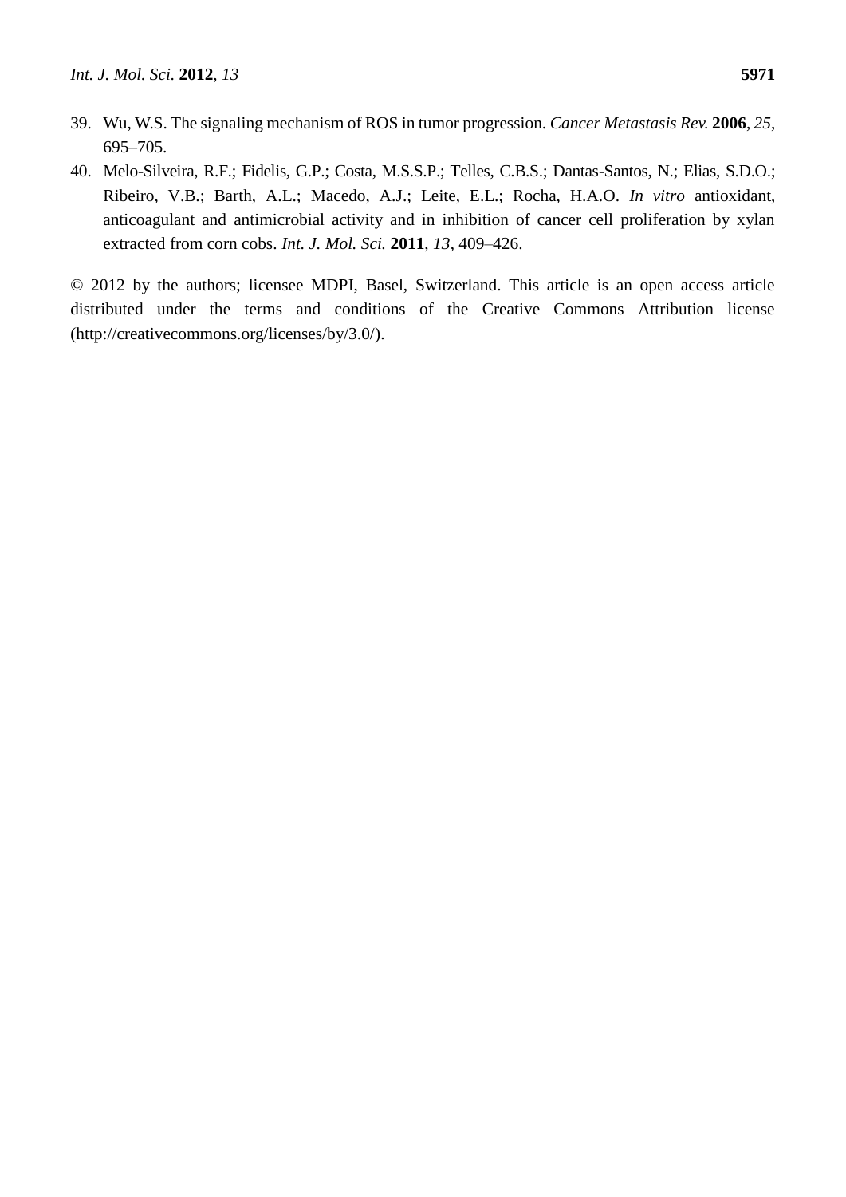39. Wu, W.S. The signaling mechanism of ROS in tumor progression. *Cancer Metastasis Rev.* **2006**, *25*, 695–705.
40. Melo-Silveira, R.F.; Fidelis, G.P.; Costa, M.S.S.P.; Telles, C.B.S.; Dantas-Santos, N.; Elias, S.D.O.; Ribeiro, V.B.; Barth, A.L.; Macedo, A.J.; Leite, E.L.; Rocha, H.A.O. *In vitro* antioxidant, anticoagulant and antimicrobial activity and in inhibition of cancer cell proliferation by xylan extracted from corn cobs. *Int. J. Mol. Sci.* **2011**, *13*, 409–426.

© 2012 by the authors; licensee MDPI, Basel, Switzerland. This article is an open access article distributed under the terms and conditions of the Creative Commons Attribution license (http://creativecommons.org/licenses/by/3.0/).